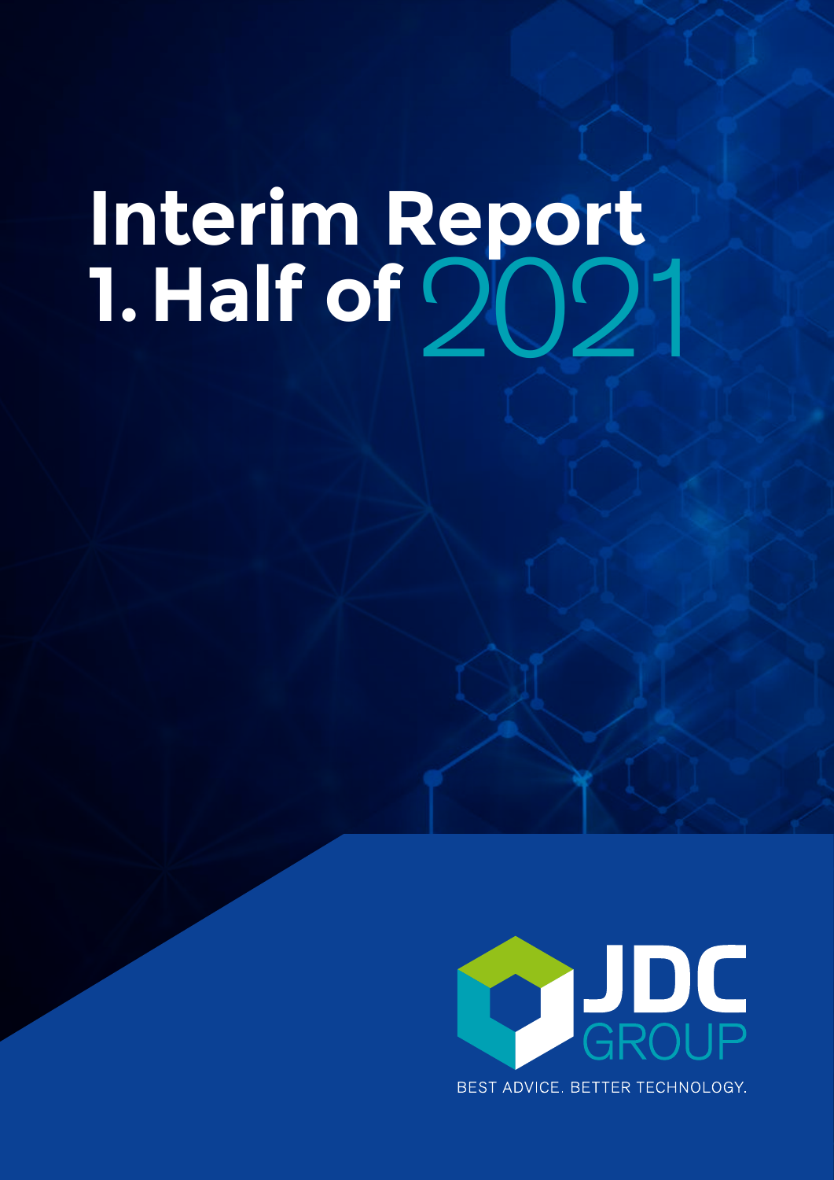# Interim Report 1. Half of 2021

JDC GROUP

BEST ADVICE. BETTER TECHNOLOGY.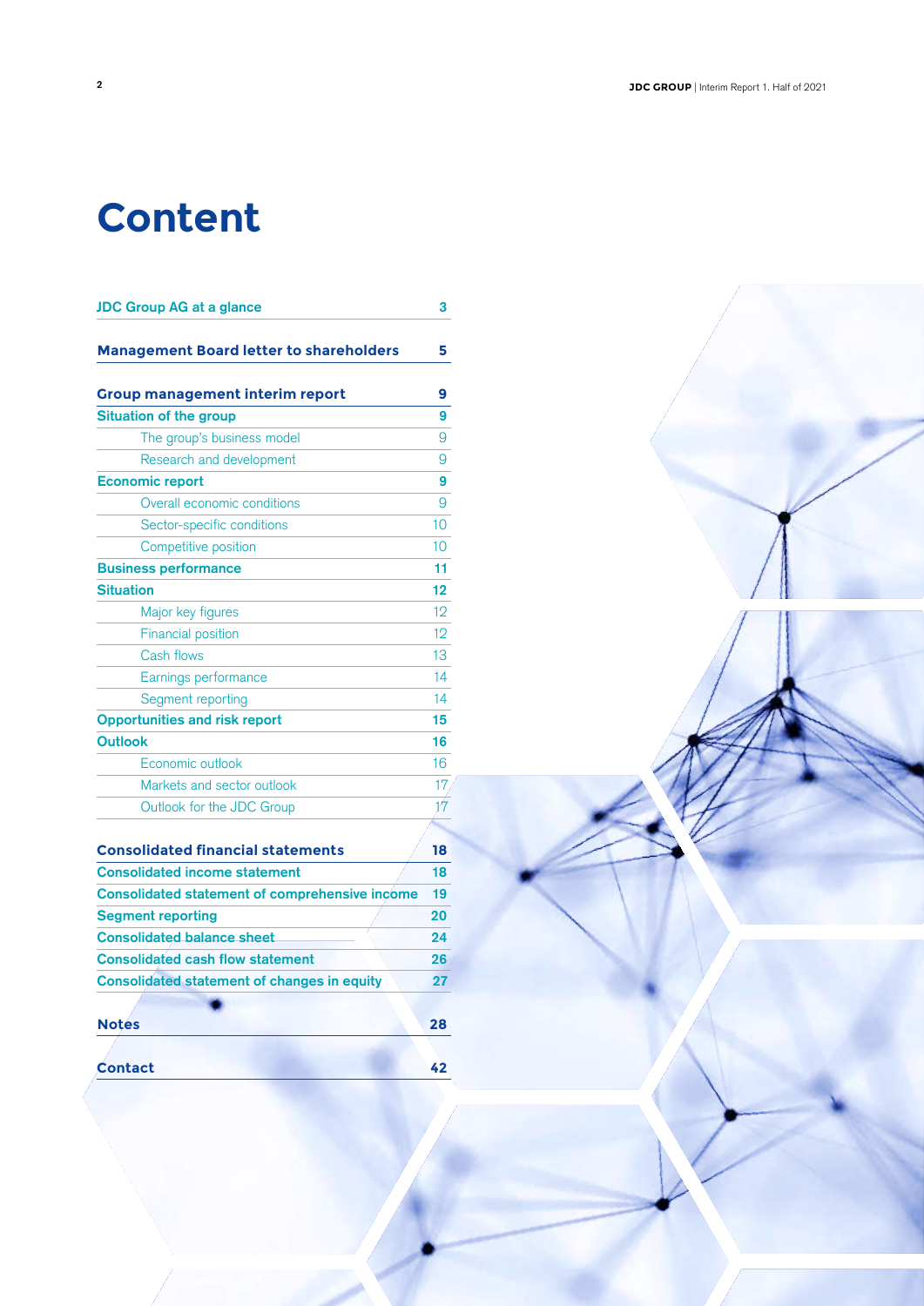# Content

| | |
|---|---|
| **JDC Group AG at a glance** | **3** |
| **Management Board letter to shareholders** | **5** |
| **Group management interim report** | **9** |
| **Situation of the group** | **9** |
| The group's business model | 9 |
| Research and development | 9 |
| **Economic report** | **9** |
| Overall economic conditions | 9 |
| Sector-specific conditions | 10 |
| Competitive position | 10 |
| **Business performance** | **11** |
| **Situation** | **12** |
| Major key figures | 12 |
| Financial position | 12 |
| Cash flows | 13 |
| Earnings performance | 14 |
| Segment reporting | 14 |
| **Opportunities and risk report** | **15** |
| **Outlook** | **16** |
| Economic outlook | 16 |
| Markets and sector outlook | 17 |
| Outlook for the JDC Group | 17 |
| **Consolidated financial statements** | **18** |
| **Consolidated income statement** | **18** |
| **Consolidated statement of comprehensive income** | **19** |
| **Segment reporting** | **20** |
| **Consolidated balance sheet** | **24** |
| **Consolidated cash flow statement** | **26** |
| **Consolidated statement of changes in equity** | **27** |
| **Notes** | **28** |
| **Contact** | **42** |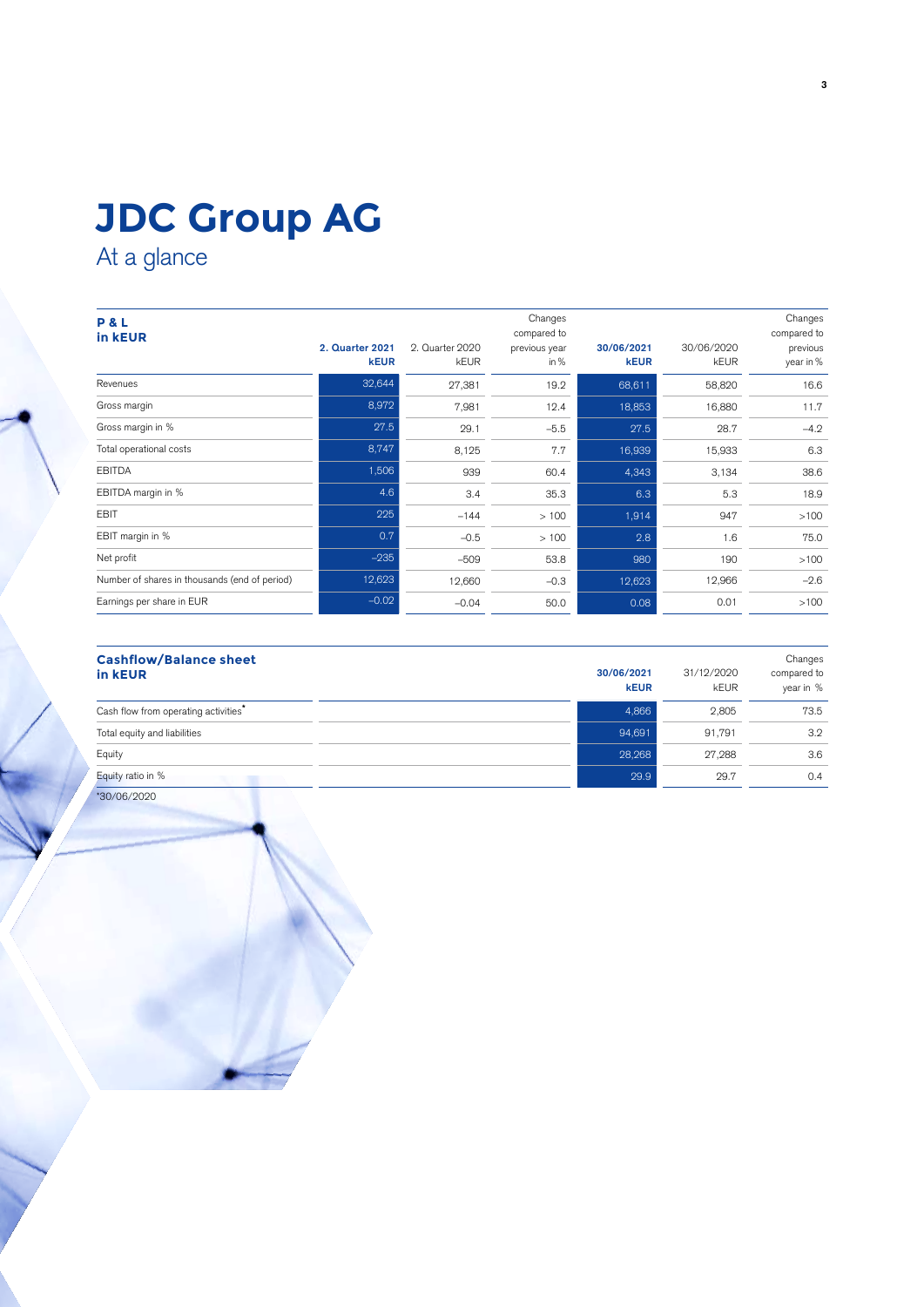# JDC Group AG

## At a glance

| **P & L in kEUR** | **2. Quarter 2021 kEUR** | 2. Quarter 2020 kEUR | Changes compared to previous year in % | **30/06/2021 kEUR** | 30/06/2020 kEUR | Changes compared to previous year in % |
|---|---|---|---|---|---|---|
| Revenues | 32,644 | 27,381 | 19.2 | 68,611 | 58,820 | 16.6 |
| Gross margin | 8,972 | 7,981 | 12.4 | 18,853 | 16,880 | 11.7 |
| Gross margin in % | 27.5 | 29.1 | –5.5 | 27.5 | 28.7 | –4.2 |
| Total operational costs | 8,747 | 8,125 | 7.7 | 16,939 | 15,933 | 6.3 |
| EBITDA | 1,506 | 939 | 60.4 | 4,343 | 3,134 | 38.6 |
| EBITDA margin in % | 4.6 | 3.4 | 35.3 | 6.3 | 5.3 | 18.9 |
| EBIT | 225 | –144 | > 100 | 1,914 | 947 | >100 |
| EBIT margin in % | 0.7 | –0.5 | > 100 | 2.8 | 1.6 | 75.0 |
| Net profit | –235 | –509 | 53.8 | 980 | 190 | >100 |
| Number of shares in thousands (end of period) | 12,623 | 12,660 | –0.3 | 12,623 | 12,966 | –2.6 |
| Earnings per share in EUR | –0.02 | –0.04 | 50.0 | 0.08 | 0.01 | >100 |

| **Cashflow/Balance sheet in kEUR** | **30/06/2021 kEUR** | 31/12/2020 kEUR | Changes compared to year in % |
|---|---|---|---|
| Cash flow from operating activities* | 4,866 | 2,805 | 73.5 |
| Total equity and liabilities | 94,691 | 91,791 | 3.2 |
| Equity | 28,268 | 27,288 | 3.6 |
| Equity ratio in % | 29.9 | 29.7 | 0.4 |

*30/06/2020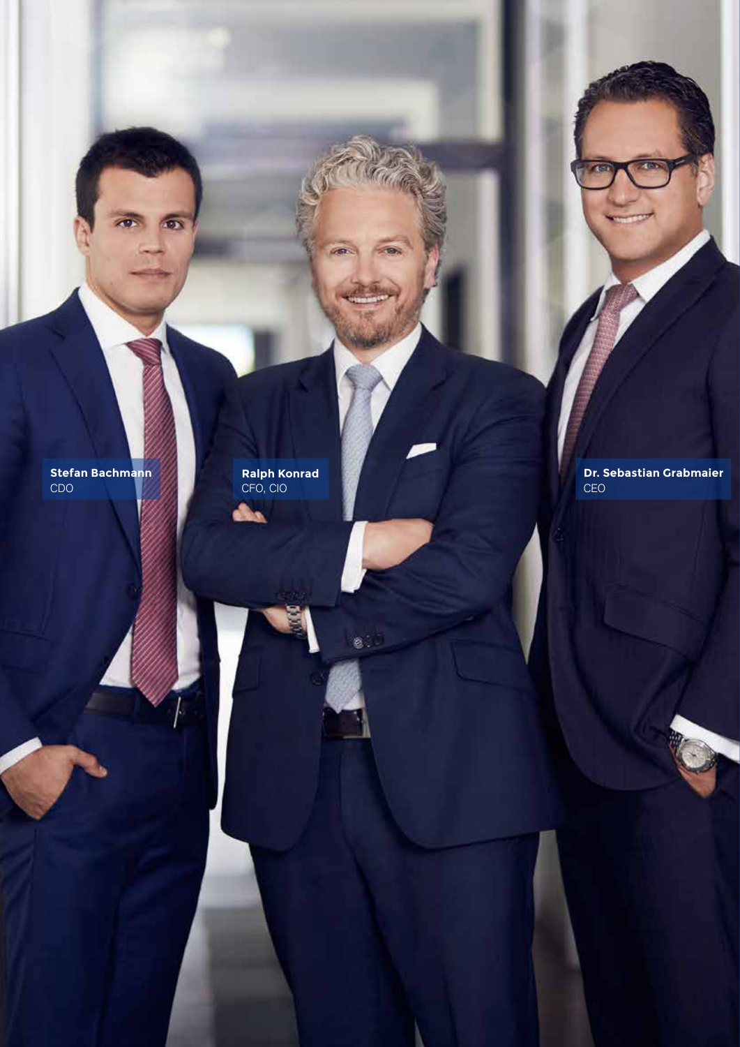**Stefan Bachmann**
CDO

**Ralph Konrad**
CFO, CIO

**Dr. Sebastian Grabmaier**
CEO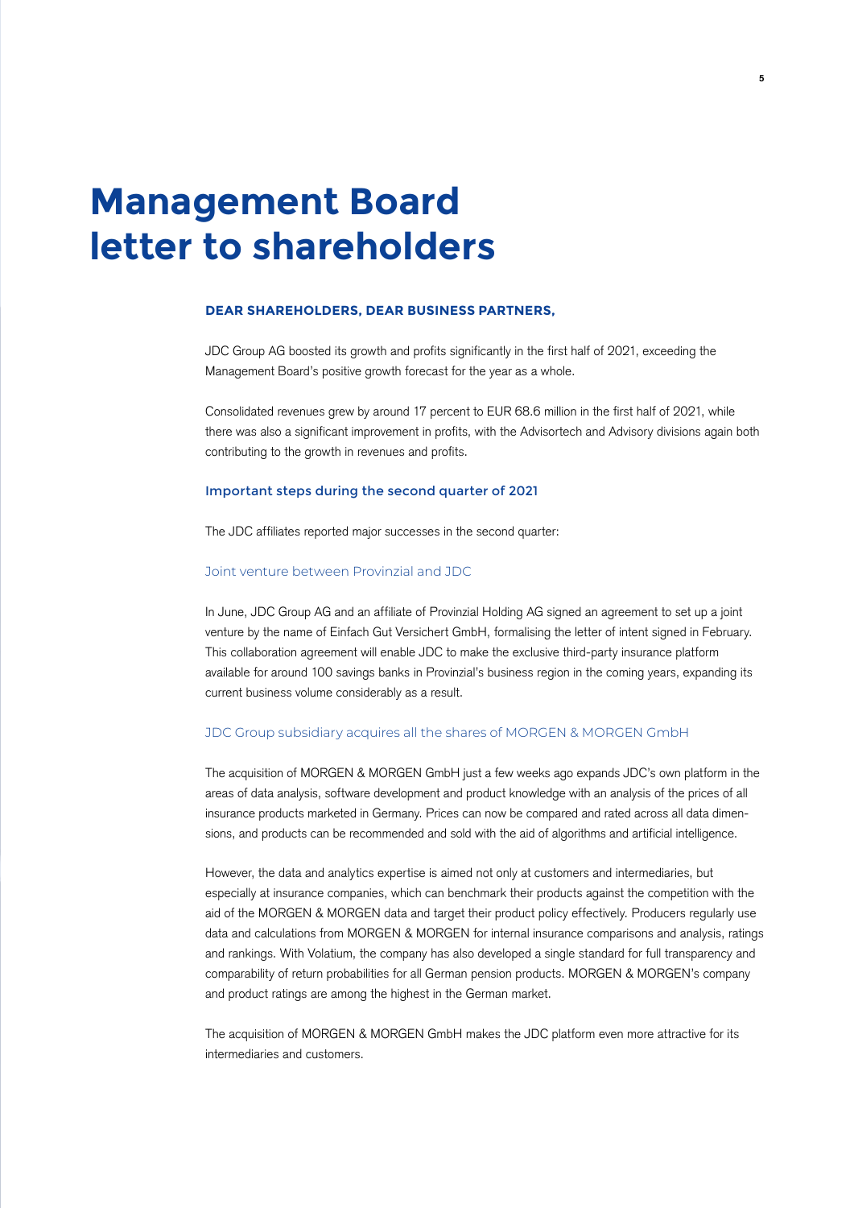# Management Board letter to shareholders

### DEAR SHAREHOLDERS, DEAR BUSINESS PARTNERS,

JDC Group AG boosted its growth and profits significantly in the first half of 2021, exceeding the Management Board's positive growth forecast for the year as a whole.

Consolidated revenues grew by around 17 percent to EUR 68.6 million in the first half of 2021, while there was also a significant improvement in profits, with the Advisortech and Advisory divisions again both contributing to the growth in revenues and profits.

## Important steps during the second quarter of 2021

The JDC affiliates reported major successes in the second quarter:

### Joint venture between Provinzial and JDC

In June, JDC Group AG and an affiliate of Provinzial Holding AG signed an agreement to set up a joint venture by the name of Einfach Gut Versichert GmbH, formalising the letter of intent signed in February. This collaboration agreement will enable JDC to make the exclusive third-party insurance platform available for around 100 savings banks in Provinzial's business region in the coming years, expanding its current business volume considerably as a result.

### JDC Group subsidiary acquires all the shares of MORGEN & MORGEN GmbH

The acquisition of MORGEN & MORGEN GmbH just a few weeks ago expands JDC's own platform in the areas of data analysis, software development and product knowledge with an analysis of the prices of all insurance products marketed in Germany. Prices can now be compared and rated across all data dimensions, and products can be recommended and sold with the aid of algorithms and artificial intelligence.

However, the data and analytics expertise is aimed not only at customers and intermediaries, but especially at insurance companies, which can benchmark their products against the competition with the aid of the MORGEN & MORGEN data and target their product policy effectively. Producers regularly use data and calculations from MORGEN & MORGEN for internal insurance comparisons and analysis, ratings and rankings. With Volatium, the company has also developed a single standard for full transparency and comparability of return probabilities for all German pension products. MORGEN & MORGEN's company and product ratings are among the highest in the German market.

The acquisition of MORGEN & MORGEN GmbH makes the JDC platform even more attractive for its intermediaries and customers.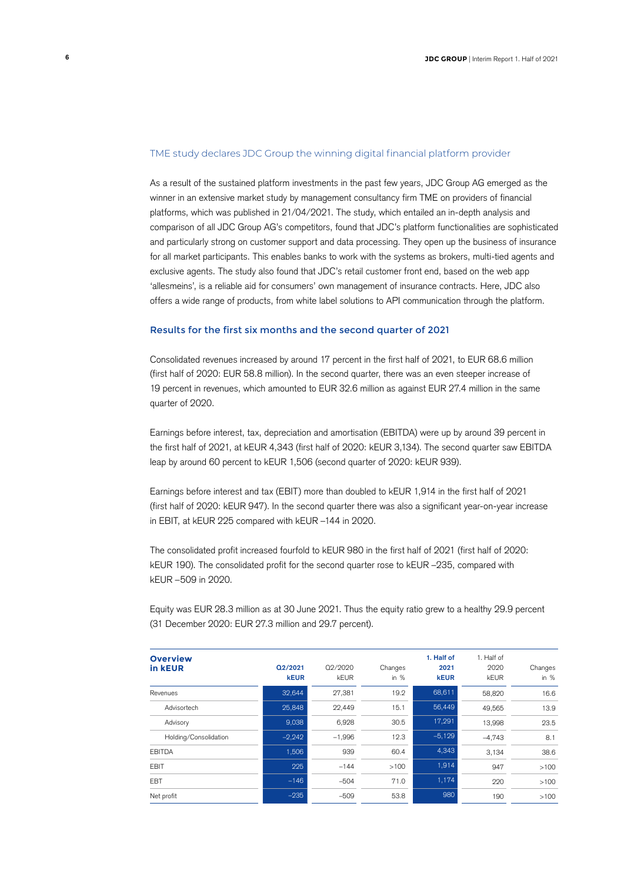## TME study declares JDC Group the winning digital financial platform provider

As a result of the sustained platform investments in the past few years, JDC Group AG emerged as the winner in an extensive market study by management consultancy firm TME on providers of financial platforms, which was published in 21/04/2021. The study, which entailed an in-depth analysis and comparison of all JDC Group AG's competitors, found that JDC's platform functionalities are sophisticated and particularly strong on customer support and data processing. They open up the business of insurance for all market participants. This enables banks to work with the systems as brokers, multi-tied agents and exclusive agents. The study also found that JDC's retail customer front end, based on the web app 'allesmeins', is a reliable aid for consumers' own management of insurance contracts. Here, JDC also offers a wide range of products, from white label solutions to API communication through the platform.

## Results for the first six months and the second quarter of 2021

Consolidated revenues increased by around 17 percent in the first half of 2021, to EUR 68.6 million (first half of 2020: EUR 58.8 million). In the second quarter, there was an even steeper increase of 19 percent in revenues, which amounted to EUR 32.6 million as against EUR 27.4 million in the same quarter of 2020.

Earnings before interest, tax, depreciation and amortisation (EBITDA) were up by around 39 percent in the first half of 2021, at kEUR 4,343 (first half of 2020: kEUR 3,134). The second quarter saw EBITDA leap by around 60 percent to kEUR 1,506 (second quarter of 2020: kEUR 939).

Earnings before interest and tax (EBIT) more than doubled to kEUR 1,914 in the first half of 2021 (first half of 2020: kEUR 947). In the second quarter there was also a significant year-on-year increase in EBIT, at kEUR 225 compared with kEUR –144 in 2020.

The consolidated profit increased fourfold to kEUR 980 in the first half of 2021 (first half of 2020: kEUR 190). The consolidated profit for the second quarter rose to kEUR –235, compared with kEUR –509 in 2020.

Equity was EUR 28.3 million as at 30 June 2021. Thus the equity ratio grew to a healthy 29.9 percent (31 December 2020: EUR 27.3 million and 29.7 percent).

| **Overview in kEUR** | **Q2/2021 kEUR** | Q2/2020 kEUR | Changes in % | **1. Half of 2021 kEUR** | 1. Half of 2020 kEUR | Changes in % |
|---|---|---|---|---|---|---|
| Revenues | 32,644 | 27,381 | 19.2 | 68,611 | 58,820 | 16.6 |
| Advisortech | 25,848 | 22,449 | 15.1 | 56,449 | 49,565 | 13.9 |
| Advisory | 9,038 | 6,928 | 30.5 | 17,291 | 13,998 | 23.5 |
| Holding/Consolidation | –2,242 | –1,996 | 12.3 | –5,129 | –4,743 | 8.1 |
| EBITDA | 1,506 | 939 | 60.4 | 4,343 | 3,134 | 38.6 |
| EBIT | 225 | –144 | >100 | 1,914 | 947 | >100 |
| EBT | –146 | –504 | 71.0 | 1,174 | 220 | >100 |
| Net profit | –235 | –509 | 53.8 | 980 | 190 | >100 |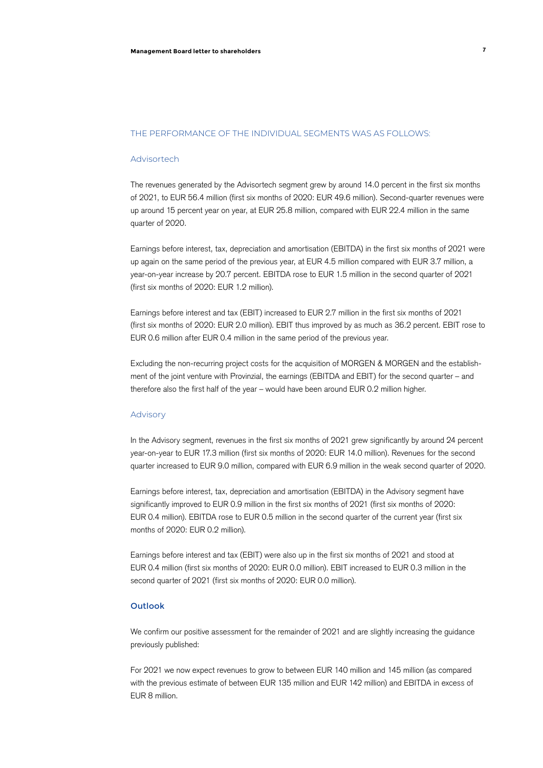## THE PERFORMANCE OF THE INDIVIDUAL SEGMENTS WAS AS FOLLOWS:

### Advisortech

The revenues generated by the Advisortech segment grew by around 14.0 percent in the first six months of 2021, to EUR 56.4 million (first six months of 2020: EUR 49.6 million). Second-quarter revenues were up around 15 percent year on year, at EUR 25.8 million, compared with EUR 22.4 million in the same quarter of 2020.

Earnings before interest, tax, depreciation and amortisation (EBITDA) in the first six months of 2021 were up again on the same period of the previous year, at EUR 4.5 million compared with EUR 3.7 million, a year-on-year increase by 20.7 percent. EBITDA rose to EUR 1.5 million in the second quarter of 2021 (first six months of 2020: EUR 1.2 million).

Earnings before interest and tax (EBIT) increased to EUR 2.7 million in the first six months of 2021 (first six months of 2020: EUR 2.0 million). EBIT thus improved by as much as 36.2 percent. EBIT rose to EUR 0.6 million after EUR 0.4 million in the same period of the previous year.

Excluding the non-recurring project costs for the acquisition of MORGEN & MORGEN and the establishment of the joint venture with Provinzial, the earnings (EBITDA and EBIT) for the second quarter – and therefore also the first half of the year – would have been around EUR 0.2 million higher.

### Advisory

In the Advisory segment, revenues in the first six months of 2021 grew significantly by around 24 percent year-on-year to EUR 17.3 million (first six months of 2020: EUR 14.0 million). Revenues for the second quarter increased to EUR 9.0 million, compared with EUR 6.9 million in the weak second quarter of 2020.

Earnings before interest, tax, depreciation and amortisation (EBITDA) in the Advisory segment have significantly improved to EUR 0.9 million in the first six months of 2021 (first six months of 2020: EUR 0.4 million). EBITDA rose to EUR 0.5 million in the second quarter of the current year (first six months of 2020: EUR 0.2 million).

Earnings before interest and tax (EBIT) were also up in the first six months of 2021 and stood at EUR 0.4 million (first six months of 2020: EUR 0.0 million). EBIT increased to EUR 0.3 million in the second quarter of 2021 (first six months of 2020: EUR 0.0 million).

## Outlook

We confirm our positive assessment for the remainder of 2021 and are slightly increasing the guidance previously published:

For 2021 we now expect revenues to grow to between EUR 140 million and 145 million (as compared with the previous estimate of between EUR 135 million and EUR 142 million) and EBITDA in excess of EUR 8 million.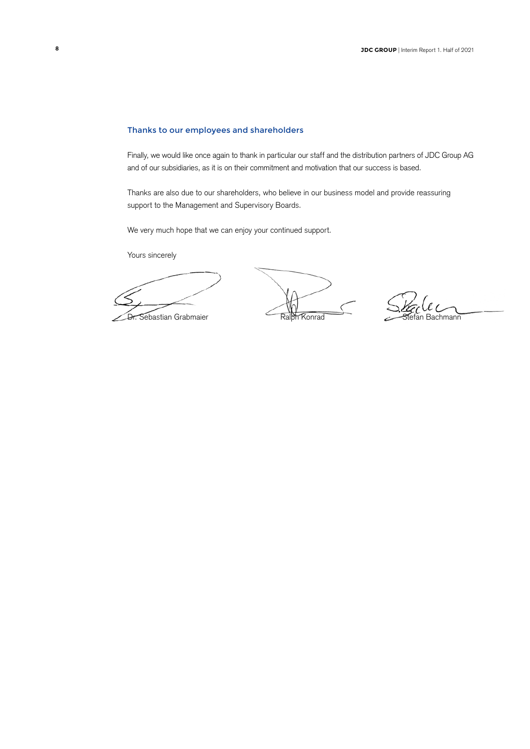## Thanks to our employees and shareholders

Finally, we would like once again to thank in particular our staff and the distribution partners of JDC Group AG and of our subsidiaries, as it is on their commitment and motivation that our success is based.

Thanks are also due to our shareholders, who believe in our business model and provide reassuring support to the Management and Supervisory Boards.

We very much hope that we can enjoy your continued support.

Yours sincerely

Dr. Sebastian Grabmaier　　　Ralph Konrad　　　Stefan Bachmann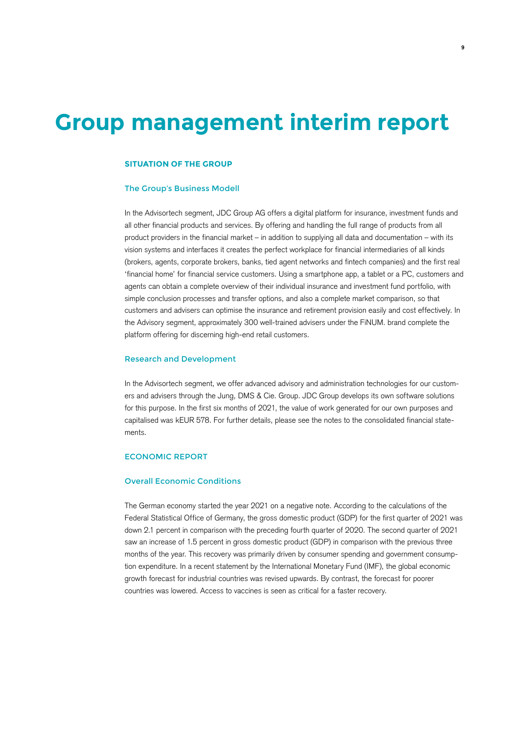# Group management interim report

## SITUATION OF THE GROUP

### The Group's Business Modell

In the Advisortech segment, JDC Group AG offers a digital platform for insurance, investment funds and all other financial products and services. By offering and handling the full range of products from all product providers in the financial market – in addition to supplying all data and documentation – with its vision systems and interfaces it creates the perfect workplace for financial intermediaries of all kinds (brokers, agents, corporate brokers, banks, tied agent networks and fintech companies) and the first real 'financial home' for financial service customers. Using a smartphone app, a tablet or a PC, customers and agents can obtain a complete overview of their individual insurance and investment fund portfolio, with simple conclusion processes and transfer options, and also a complete market comparison, so that customers and advisers can optimise the insurance and retirement provision easily and cost effectively. In the Advisory segment, approximately 300 well-trained advisers under the FiNUM. brand complete the platform offering for discerning high-end retail customers.

### Research and Development

In the Advisortech segment, we offer advanced advisory and administration technologies for our customers and advisers through the Jung, DMS & Cie. Group. JDC Group develops its own software solutions for this purpose. In the first six months of 2021, the value of work generated for our own purposes and capitalised was kEUR 578. For further details, please see the notes to the consolidated financial statements.

## ECONOMIC REPORT

### Overall Economic Conditions

The German economy started the year 2021 on a negative note. According to the calculations of the Federal Statistical Office of Germany, the gross domestic product (GDP) for the first quarter of 2021 was down 2.1 percent in comparison with the preceding fourth quarter of 2020. The second quarter of 2021 saw an increase of 1.5 percent in gross domestic product (GDP) in comparison with the previous three months of the year. This recovery was primarily driven by consumer spending and government consumption expenditure. In a recent statement by the International Monetary Fund (IMF), the global economic growth forecast for industrial countries was revised upwards. By contrast, the forecast for poorer countries was lowered. Access to vaccines is seen as critical for a faster recovery.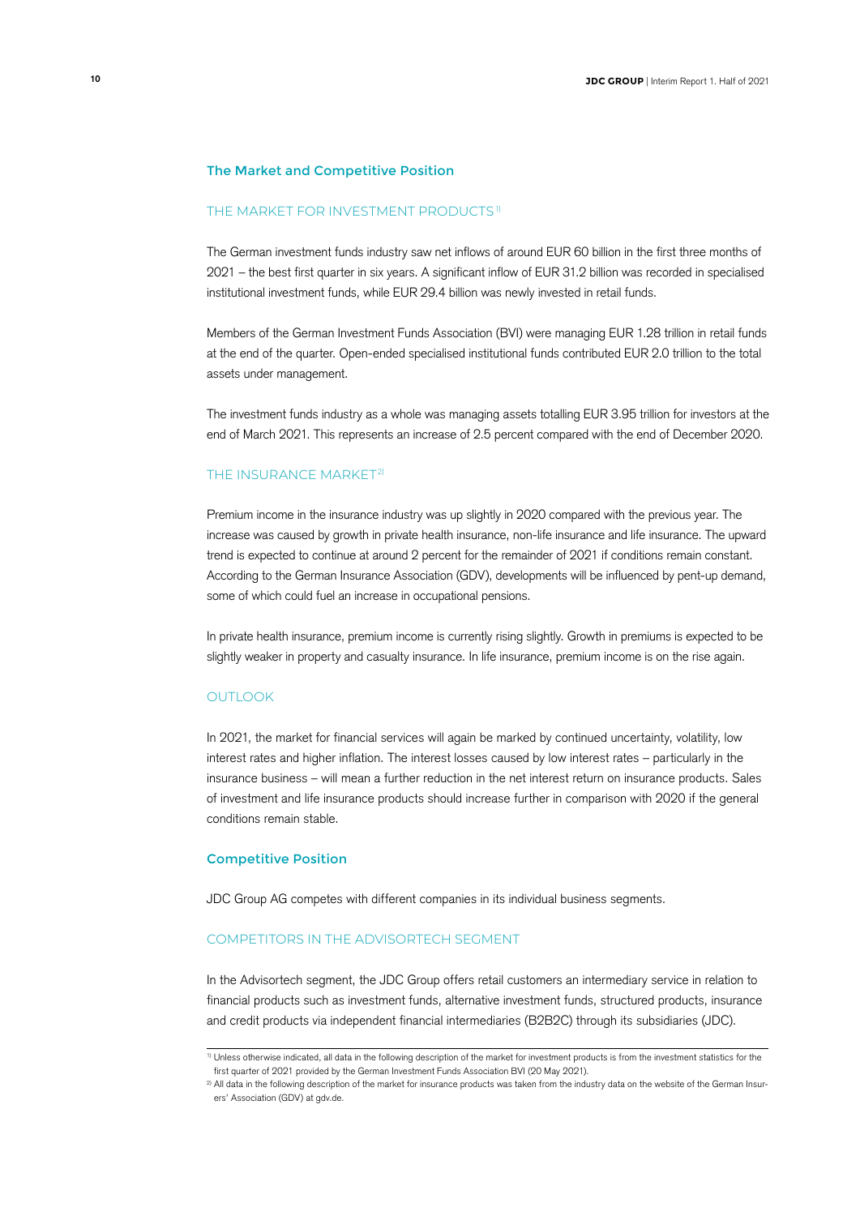## The Market and Competitive Position

### THE MARKET FOR INVESTMENT PRODUCTS[1]

The German investment funds industry saw net inflows of around EUR 60 billion in the first three months of 2021 – the best first quarter in six years. A significant inflow of EUR 31.2 billion was recorded in specialised institutional investment funds, while EUR 29.4 billion was newly invested in retail funds.

Members of the German Investment Funds Association (BVI) were managing EUR 1.28 trillion in retail funds at the end of the quarter. Open-ended specialised institutional funds contributed EUR 2.0 trillion to the total assets under management.

The investment funds industry as a whole was managing assets totalling EUR 3.95 trillion for investors at the end of March 2021. This represents an increase of 2.5 percent compared with the end of December 2020.

### THE INSURANCE MARKET[2]

Premium income in the insurance industry was up slightly in 2020 compared with the previous year. The increase was caused by growth in private health insurance, non-life insurance and life insurance. The upward trend is expected to continue at around 2 percent for the remainder of 2021 if conditions remain constant. According to the German Insurance Association (GDV), developments will be influenced by pent-up demand, some of which could fuel an increase in occupational pensions.

In private health insurance, premium income is currently rising slightly. Growth in premiums is expected to be slightly weaker in property and casualty insurance. In life insurance, premium income is on the rise again.

### OUTLOOK

In 2021, the market for financial services will again be marked by continued uncertainty, volatility, low interest rates and higher inflation. The interest losses caused by low interest rates – particularly in the insurance business – will mean a further reduction in the net interest return on insurance products. Sales of investment and life insurance products should increase further in comparison with 2020 if the general conditions remain stable.

## Competitive Position

JDC Group AG competes with different companies in its individual business segments.

### COMPETITORS IN THE ADVISORTECH SEGMENT

In the Advisortech segment, the JDC Group offers retail customers an intermediary service in relation to financial products such as investment funds, alternative investment funds, structured products, insurance and credit products via independent financial intermediaries (B2B2C) through its subsidiaries (JDC).

---

[1] Unless otherwise indicated, all data in the following description of the market for investment products is from the investment statistics for the first quarter of 2021 provided by the German Investment Funds Association BVI (20 May 2021).

[2] All data in the following description of the market for insurance products was taken from the industry data on the website of the German Insurers' Association (GDV) at gdv.de.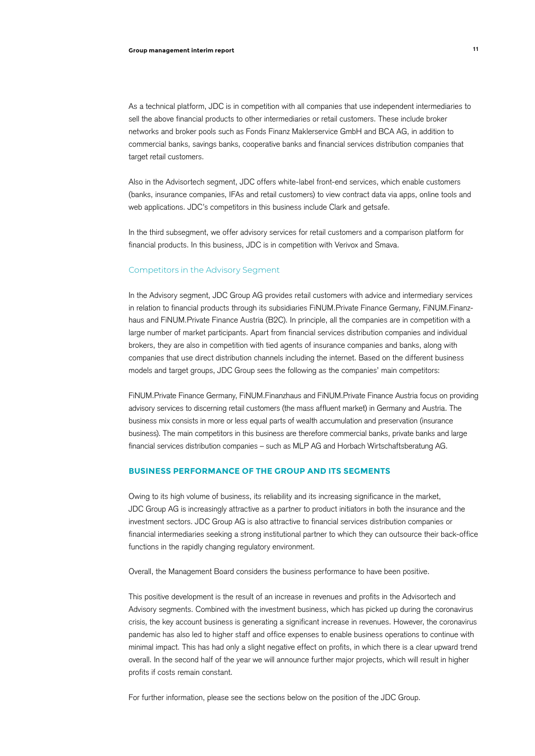As a technical platform, JDC is in competition with all companies that use independent intermediaries to sell the above financial products to other intermediaries or retail customers. These include broker networks and broker pools such as Fonds Finanz Maklerservice GmbH and BCA AG, in addition to commercial banks, savings banks, cooperative banks and financial services distribution companies that target retail customers.

Also in the Advisortech segment, JDC offers white-label front-end services, which enable customers (banks, insurance companies, IFAs and retail customers) to view contract data via apps, online tools and web applications. JDC's competitors in this business include Clark and getsafe.

In the third subsegment, we offer advisory services for retail customers and a comparison platform for financial products. In this business, JDC is in competition with Verivox and Smava.

### Competitors in the Advisory Segment

In the Advisory segment, JDC Group AG provides retail customers with advice and intermediary services in relation to financial products through its subsidiaries FiNUM.Private Finance Germany, FiNUM.Finanzhaus and FiNUM.Private Finance Austria (B2C). In principle, all the companies are in competition with a large number of market participants. Apart from financial services distribution companies and individual brokers, they are also in competition with tied agents of insurance companies and banks, along with companies that use direct distribution channels including the internet. Based on the different business models and target groups, JDC Group sees the following as the companies' main competitors:

FiNUM.Private Finance Germany, FiNUM.Finanzhaus and FiNUM.Private Finance Austria focus on providing advisory services to discerning retail customers (the mass affluent market) in Germany and Austria. The business mix consists in more or less equal parts of wealth accumulation and preservation (insurance business). The main competitors in this business are therefore commercial banks, private banks and large financial services distribution companies – such as MLP AG and Horbach Wirtschaftsberatung AG.

## BUSINESS PERFORMANCE OF THE GROUP AND ITS SEGMENTS

Owing to its high volume of business, its reliability and its increasing significance in the market, JDC Group AG is increasingly attractive as a partner to product initiators in both the insurance and the investment sectors. JDC Group AG is also attractive to financial services distribution companies or financial intermediaries seeking a strong institutional partner to which they can outsource their back-office functions in the rapidly changing regulatory environment.

Overall, the Management Board considers the business performance to have been positive.

This positive development is the result of an increase in revenues and profits in the Advisortech and Advisory segments. Combined with the investment business, which has picked up during the coronavirus crisis, the key account business is generating a significant increase in revenues. However, the coronavirus pandemic has also led to higher staff and office expenses to enable business operations to continue with minimal impact. This has had only a slight negative effect on profits, in which there is a clear upward trend overall. In the second half of the year we will announce further major projects, which will result in higher profits if costs remain constant.

For further information, please see the sections below on the position of the JDC Group.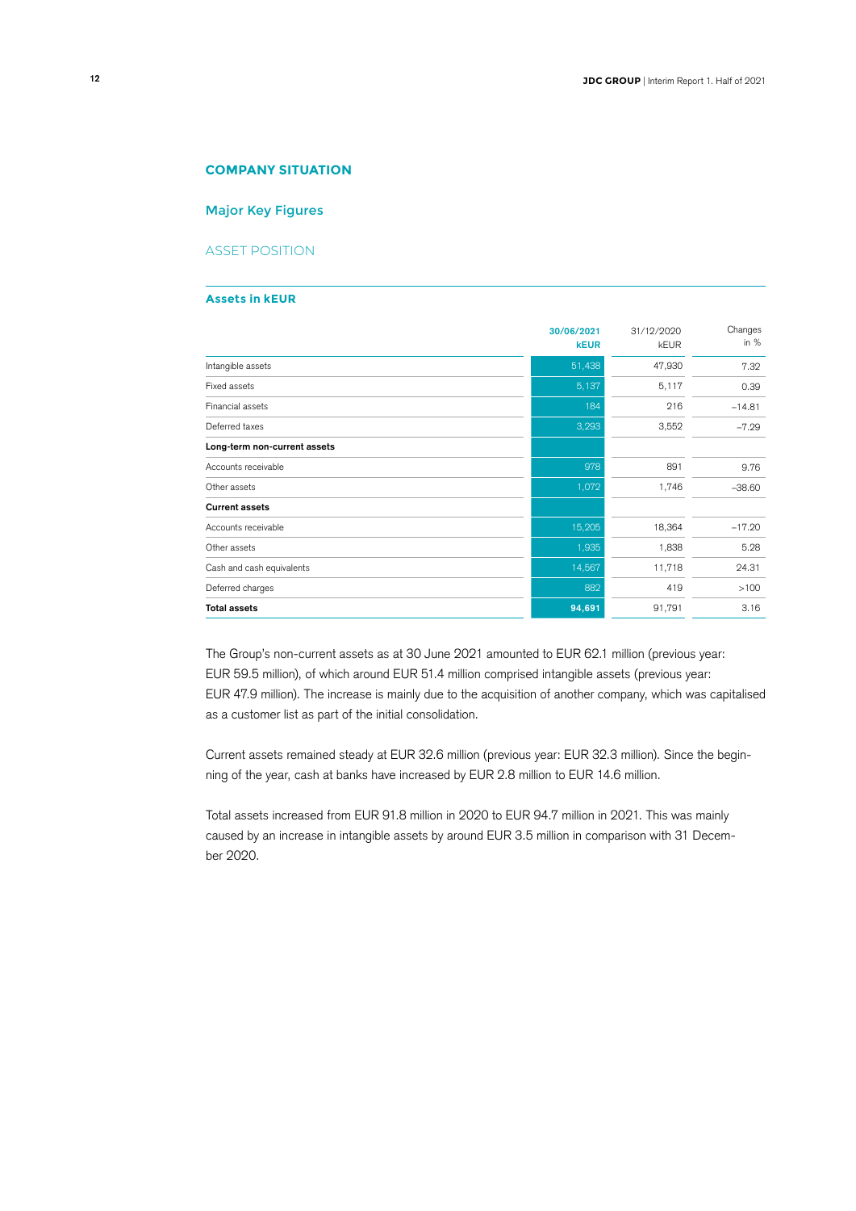## COMPANY SITUATION

### Major Key Figures

#### ASSET POSITION

**Assets in kEUR**

| | 30/06/2021 kEUR | 31/12/2020 kEUR | Changes in % |
|---|---|---|---|
| Intangible assets | 51,438 | 47,930 | 7.32 |
| Fixed assets | 5,137 | 5,117 | 0.39 |
| Financial assets | 184 | 216 | –14.81 |
| Deferred taxes | 3,293 | 3,552 | –7.29 |
| **Long-term non-current assets** | | | |
| Accounts receivable | 978 | 891 | 9.76 |
| Other assets | 1,072 | 1,746 | –38.60 |
| **Current assets** | | | |
| Accounts receivable | 15,205 | 18,364 | –17.20 |
| Other assets | 1,935 | 1,838 | 5.28 |
| Cash and cash equivalents | 14,567 | 11,718 | 24.31 |
| Deferred charges | 882 | 419 | >100 |
| **Total assets** | **94,691** | 91,791 | 3.16 |

The Group's non-current assets as at 30 June 2021 amounted to EUR 62.1 million (previous year: EUR 59.5 million), of which around EUR 51.4 million comprised intangible assets (previous year: EUR 47.9 million). The increase is mainly due to the acquisition of another company, which was capitalised as a customer list as part of the initial consolidation.

Current assets remained steady at EUR 32.6 million (previous year: EUR 32.3 million). Since the beginning of the year, cash at banks have increased by EUR 2.8 million to EUR 14.6 million.

Total assets increased from EUR 91.8 million in 2020 to EUR 94.7 million in 2021. This was mainly caused by an increase in intangible assets by around EUR 3.5 million in comparison with 31 December 2020.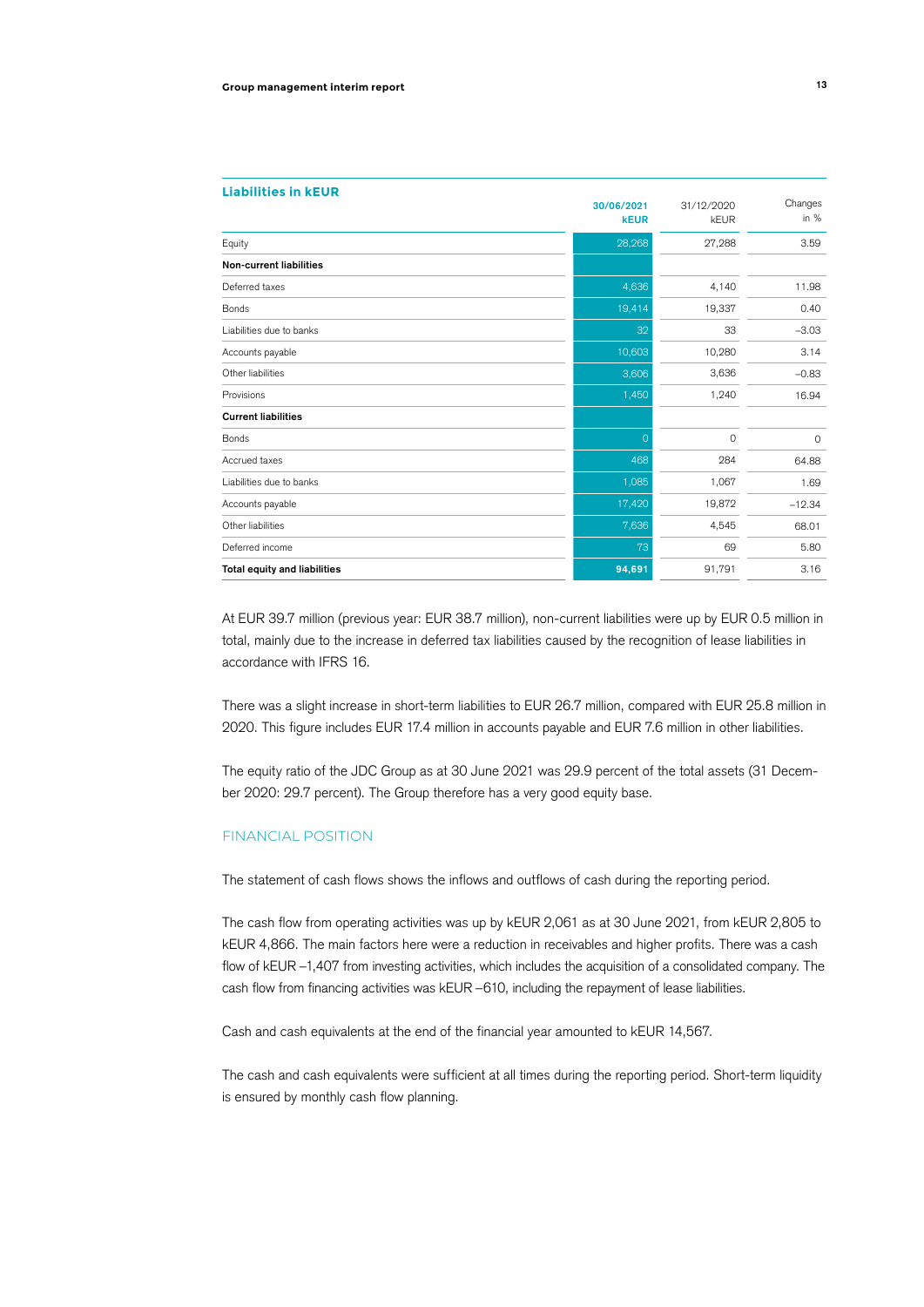**Liabilities in kEUR**

| | 30/06/2021 kEUR | 31/12/2020 kEUR | Changes in % |
|---|---|---|---|
| Equity | 28,268 | 27,288 | 3.59 |
| **Non-current liabilities** | | | |
| Deferred taxes | 4,636 | 4,140 | 11.98 |
| Bonds | 19,414 | 19,337 | 0.40 |
| Liabilities due to banks | 32 | 33 | –3.03 |
| Accounts payable | 10,603 | 10,280 | 3.14 |
| Other liabilities | 3,606 | 3,636 | –0.83 |
| Provisions | 1,450 | 1,240 | 16.94 |
| **Current liabilities** | | | |
| Bonds | 0 | 0 | 0 |
| Accrued taxes | 468 | 284 | 64.88 |
| Liabilities due to banks | 1,085 | 1,067 | 1.69 |
| Accounts payable | 17,420 | 19,872 | –12.34 |
| Other liabilities | 7,636 | 4,545 | 68.01 |
| Deferred income | 73 | 69 | 5.80 |
| **Total equity and liabilities** | **94,691** | 91,791 | 3.16 |

At EUR 39.7 million (previous year: EUR 38.7 million), non-current liabilities were up by EUR 0.5 million in total, mainly due to the increase in deferred tax liabilities caused by the recognition of lease liabilities in accordance with IFRS 16.

There was a slight increase in short-term liabilities to EUR 26.7 million, compared with EUR 25.8 million in 2020. This figure includes EUR 17.4 million in accounts payable and EUR 7.6 million in other liabilities.

The equity ratio of the JDC Group as at 30 June 2021 was 29.9 percent of the total assets (31 December 2020: 29.7 percent). The Group therefore has a very good equity base.

## FINANCIAL POSITION

The statement of cash flows shows the inflows and outflows of cash during the reporting period.

The cash flow from operating activities was up by kEUR 2,061 as at 30 June 2021, from kEUR 2,805 to kEUR 4,866. The main factors here were a reduction in receivables and higher profits. There was a cash flow of kEUR –1,407 from investing activities, which includes the acquisition of a consolidated company. The cash flow from financing activities was kEUR –610, including the repayment of lease liabilities.

Cash and cash equivalents at the end of the financial year amounted to kEUR 14,567.

The cash and cash equivalents were sufficient at all times during the reporting period. Short-term liquidity is ensured by monthly cash flow planning.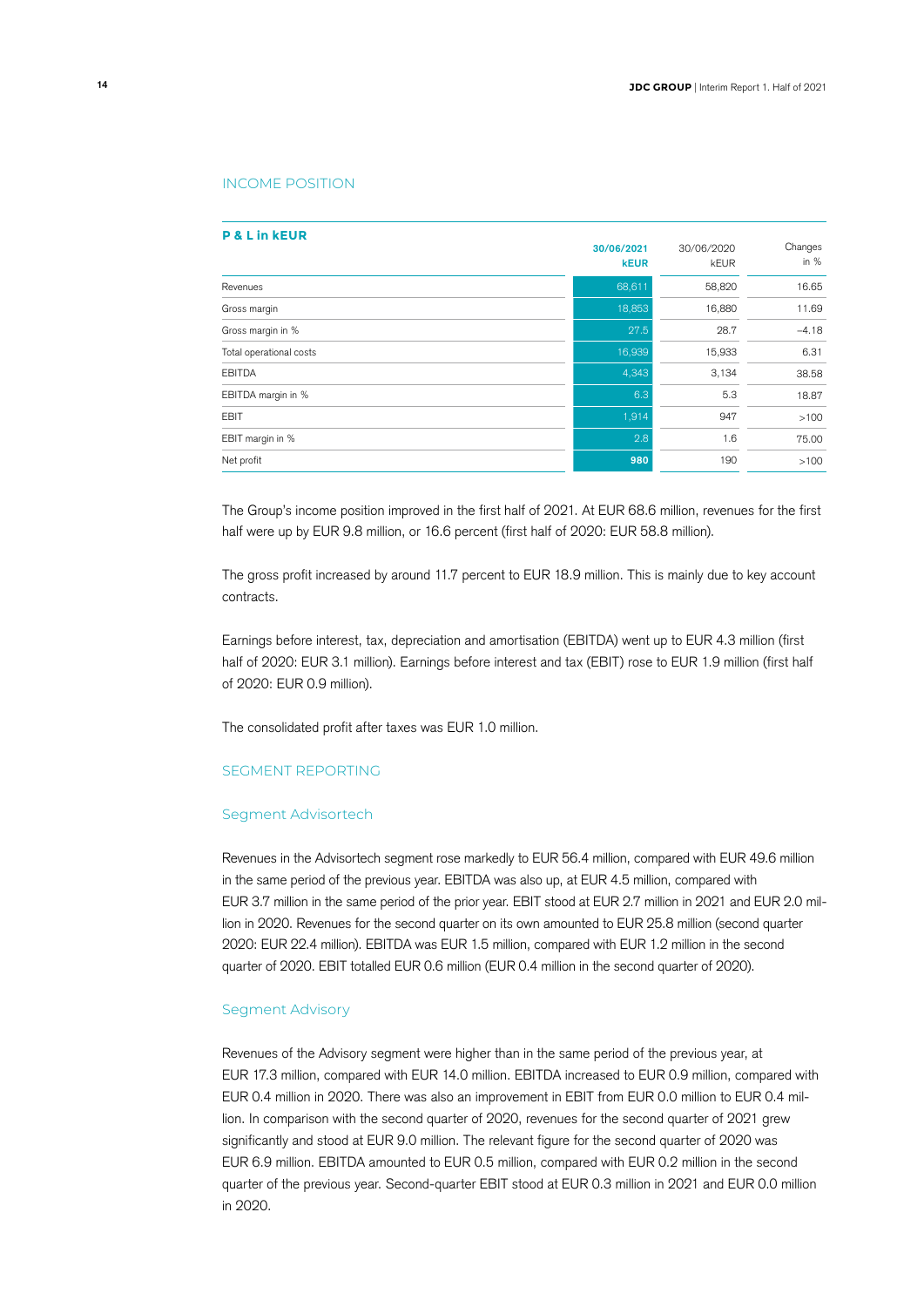## INCOME POSITION

| P & L in kEUR | 30/06/2021 kEUR | 30/06/2020 kEUR | Changes in % |
|---|---|---|---|
| Revenues | 68,611 | 58,820 | 16.65 |
| Gross margin | 18,853 | 16,880 | 11.69 |
| Gross margin in % | 27.5 | 28.7 | –4.18 |
| Total operational costs | 16,939 | 15,933 | 6.31 |
| EBITDA | 4,343 | 3,134 | 38.58 |
| EBITDA margin in % | 6.3 | 5.3 | 18.87 |
| EBIT | 1,914 | 947 | >100 |
| EBIT margin in % | 2.8 | 1.6 | 75.00 |
| Net profit | **980** | 190 | >100 |

The Group's income position improved in the first half of 2021. At EUR 68.6 million, revenues for the first half were up by EUR 9.8 million, or 16.6 percent (first half of 2020: EUR 58.8 million).

The gross profit increased by around 11.7 percent to EUR 18.9 million. This is mainly due to key account contracts.

Earnings before interest, tax, depreciation and amortisation (EBITDA) went up to EUR 4.3 million (first half of 2020: EUR 3.1 million). Earnings before interest and tax (EBIT) rose to EUR 1.9 million (first half of 2020: EUR 0.9 million).

The consolidated profit after taxes was EUR 1.0 million.

## SEGMENT REPORTING

### Segment Advisortech

Revenues in the Advisortech segment rose markedly to EUR 56.4 million, compared with EUR 49.6 million in the same period of the previous year. EBITDA was also up, at EUR 4.5 million, compared with EUR 3.7 million in the same period of the prior year. EBIT stood at EUR 2.7 million in 2021 and EUR 2.0 million in 2020. Revenues for the second quarter on its own amounted to EUR 25.8 million (second quarter 2020: EUR 22.4 million). EBITDA was EUR 1.5 million, compared with EUR 1.2 million in the second quarter of 2020. EBIT totalled EUR 0.6 million (EUR 0.4 million in the second quarter of 2020).

### Segment Advisory

Revenues of the Advisory segment were higher than in the same period of the previous year, at EUR 17.3 million, compared with EUR 14.0 million. EBITDA increased to EUR 0.9 million, compared with EUR 0.4 million in 2020. There was also an improvement in EBIT from EUR 0.0 million to EUR 0.4 million. In comparison with the second quarter of 2020, revenues for the second quarter of 2021 grew significantly and stood at EUR 9.0 million. The relevant figure for the second quarter of 2020 was EUR 6.9 million. EBITDA amounted to EUR 0.5 million, compared with EUR 0.2 million in the second quarter of the previous year. Second-quarter EBIT stood at EUR 0.3 million in 2021 and EUR 0.0 million in 2020.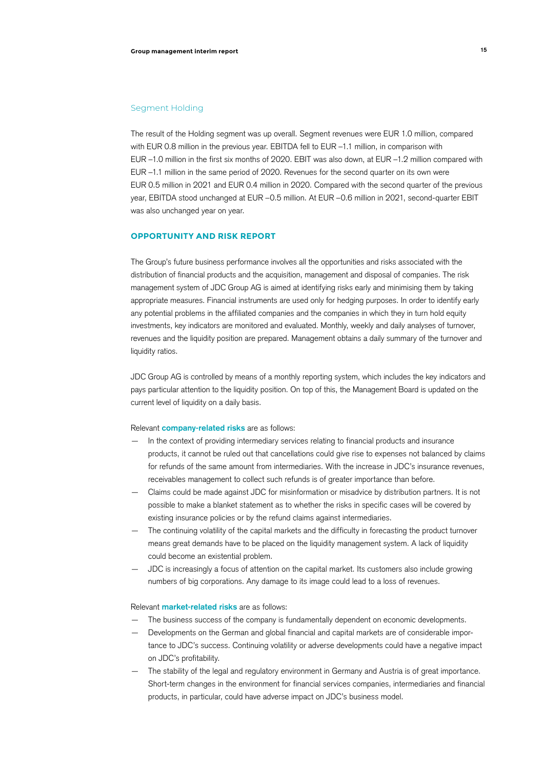### Segment Holding

The result of the Holding segment was up overall. Segment revenues were EUR 1.0 million, compared with EUR 0.8 million in the previous year. EBITDA fell to EUR –1.1 million, in comparison with EUR –1.0 million in the first six months of 2020. EBIT was also down, at EUR –1.2 million compared with EUR –1.1 million in the same period of 2020. Revenues for the second quarter on its own were EUR 0.5 million in 2021 and EUR 0.4 million in 2020. Compared with the second quarter of the previous year, EBITDA stood unchanged at EUR –0.5 million. At EUR –0.6 million in 2021, second-quarter EBIT was also unchanged year on year.

## OPPORTUNITY AND RISK REPORT

The Group's future business performance involves all the opportunities and risks associated with the distribution of financial products and the acquisition, management and disposal of companies. The risk management system of JDC Group AG is aimed at identifying risks early and minimising them by taking appropriate measures. Financial instruments are used only for hedging purposes. In order to identify early any potential problems in the affiliated companies and the companies in which they in turn hold equity investments, key indicators are monitored and evaluated. Monthly, weekly and daily analyses of turnover, revenues and the liquidity position are prepared. Management obtains a daily summary of the turnover and liquidity ratios.

JDC Group AG is controlled by means of a monthly reporting system, which includes the key indicators and pays particular attention to the liquidity position. On top of this, the Management Board is updated on the current level of liquidity on a daily basis.

Relevant **company-related risks** are as follows:

- In the context of providing intermediary services relating to financial products and insurance products, it cannot be ruled out that cancellations could give rise to expenses not balanced by claims for refunds of the same amount from intermediaries. With the increase in JDC's insurance revenues, receivables management to collect such refunds is of greater importance than before.
- Claims could be made against JDC for misinformation or misadvice by distribution partners. It is not possible to make a blanket statement as to whether the risks in specific cases will be covered by existing insurance policies or by the refund claims against intermediaries.
- The continuing volatility of the capital markets and the difficulty in forecasting the product turnover means great demands have to be placed on the liquidity management system. A lack of liquidity could become an existential problem.
- JDC is increasingly a focus of attention on the capital market. Its customers also include growing numbers of big corporations. Any damage to its image could lead to a loss of revenues.

Relevant **market-related risks** are as follows:

- The business success of the company is fundamentally dependent on economic developments.
- Developments on the German and global financial and capital markets are of considerable importance to JDC's success. Continuing volatility or adverse developments could have a negative impact on JDC's profitability.
- The stability of the legal and regulatory environment in Germany and Austria is of great importance. Short-term changes in the environment for financial services companies, intermediaries and financial products, in particular, could have adverse impact on JDC's business model.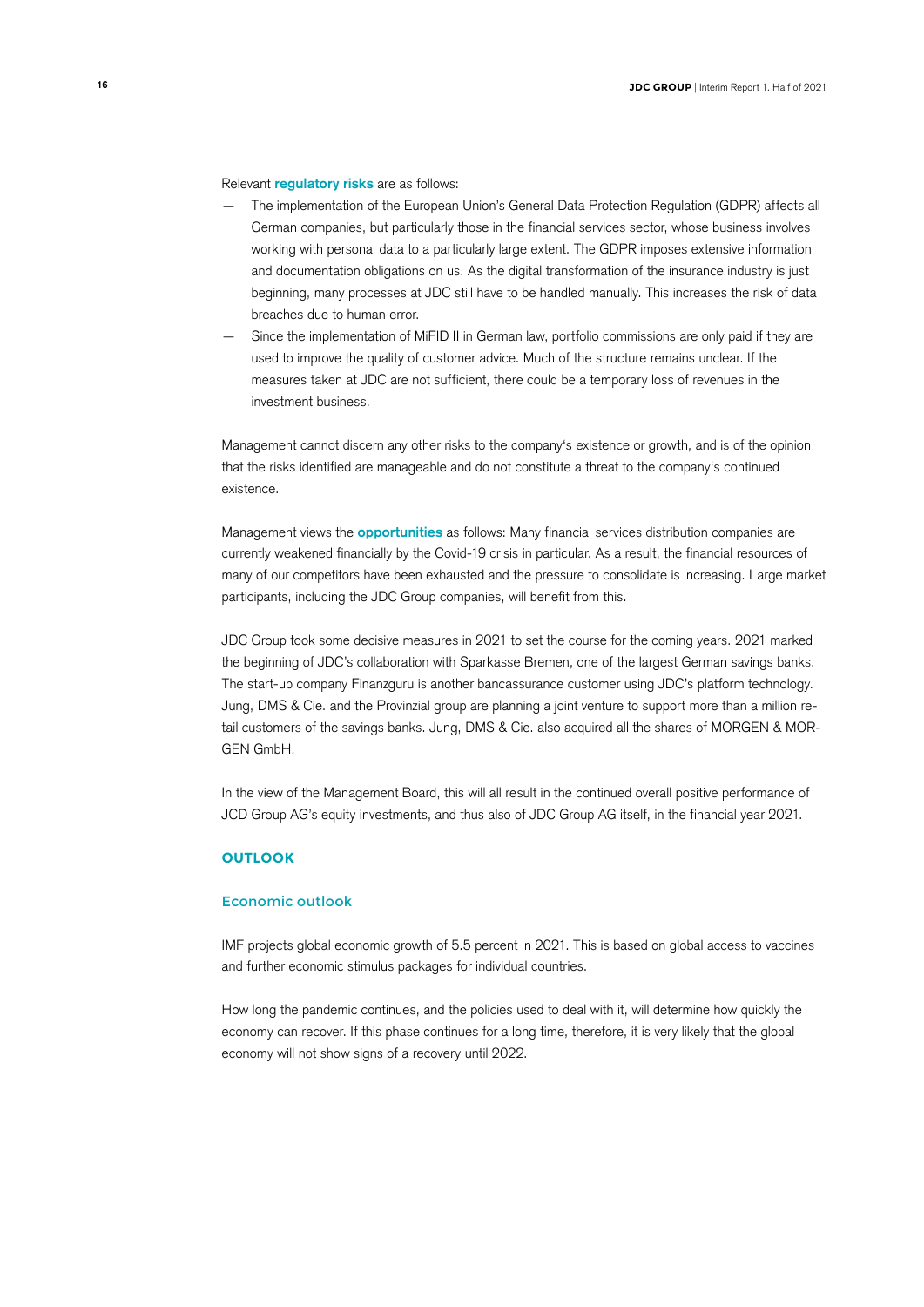Relevant **regulatory risks** are as follows:

- The implementation of the European Union's General Data Protection Regulation (GDPR) affects all German companies, but particularly those in the financial services sector, whose business involves working with personal data to a particularly large extent. The GDPR imposes extensive information and documentation obligations on us. As the digital transformation of the insurance industry is just beginning, many processes at JDC still have to be handled manually. This increases the risk of data breaches due to human error.
- Since the implementation of MiFID II in German law, portfolio commissions are only paid if they are used to improve the quality of customer advice. Much of the structure remains unclear. If the measures taken at JDC are not sufficient, there could be a temporary loss of revenues in the investment business.

Management cannot discern any other risks to the company's existence or growth, and is of the opinion that the risks identified are manageable and do not constitute a threat to the company's continued existence.

Management views the **opportunities** as follows: Many financial services distribution companies are currently weakened financially by the Covid-19 crisis in particular. As a result, the financial resources of many of our competitors have been exhausted and the pressure to consolidate is increasing. Large market participants, including the JDC Group companies, will benefit from this.

JDC Group took some decisive measures in 2021 to set the course for the coming years. 2021 marked the beginning of JDC's collaboration with Sparkasse Bremen, one of the largest German savings banks. The start-up company Finanzguru is another bancassurance customer using JDC's platform technology. Jung, DMS & Cie. and the Provinzial group are planning a joint venture to support more than a million retail customers of the savings banks. Jung, DMS & Cie. also acquired all the shares of MORGEN & MORGEN GmbH.

In the view of the Management Board, this will all result in the continued overall positive performance of JCD Group AG's equity investments, and thus also of JDC Group AG itself, in the financial year 2021.

## OUTLOOK

### Economic outlook

IMF projects global economic growth of 5.5 percent in 2021. This is based on global access to vaccines and further economic stimulus packages for individual countries.

How long the pandemic continues, and the policies used to deal with it, will determine how quickly the economy can recover. If this phase continues for a long time, therefore, it is very likely that the global economy will not show signs of a recovery until 2022.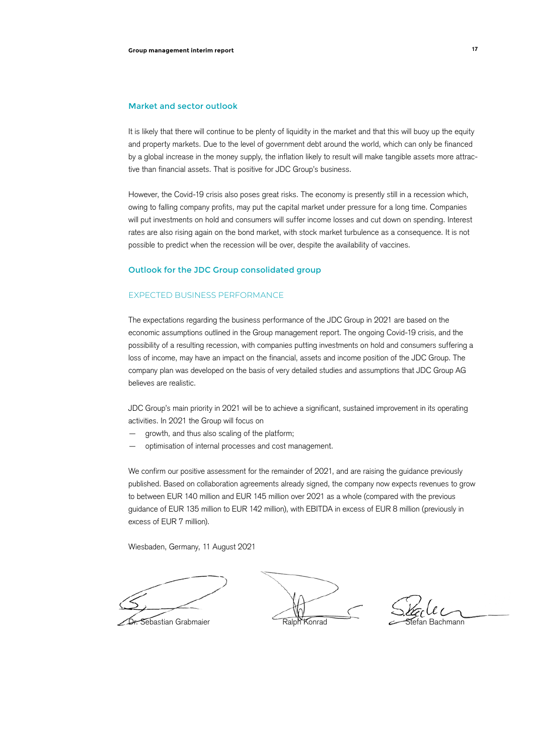## Market and sector outlook

It is likely that there will continue to be plenty of liquidity in the market and that this will buoy up the equity and property markets. Due to the level of government debt around the world, which can only be financed by a global increase in the money supply, the inflation likely to result will make tangible assets more attractive than financial assets. That is positive for JDC Group's business.

However, the Covid-19 crisis also poses great risks. The economy is presently still in a recession which, owing to falling company profits, may put the capital market under pressure for a long time. Companies will put investments on hold and consumers will suffer income losses and cut down on spending. Interest rates are also rising again on the bond market, with stock market turbulence as a consequence. It is not possible to predict when the recession will be over, despite the availability of vaccines.

## Outlook for the JDC Group consolidated group

### EXPECTED BUSINESS PERFORMANCE

The expectations regarding the business performance of the JDC Group in 2021 are based on the economic assumptions outlined in the Group management report. The ongoing Covid-19 crisis, and the possibility of a resulting recession, with companies putting investments on hold and consumers suffering a loss of income, may have an impact on the financial, assets and income position of the JDC Group. The company plan was developed on the basis of very detailed studies and assumptions that JDC Group AG believes are realistic.

JDC Group's main priority in 2021 will be to achieve a significant, sustained improvement in its operating activities. In 2021 the Group will focus on

- growth, and thus also scaling of the platform;
- optimisation of internal processes and cost management.

We confirm our positive assessment for the remainder of 2021, and are raising the guidance previously published. Based on collaboration agreements already signed, the company now expects revenues to grow to between EUR 140 million and EUR 145 million over 2021 as a whole (compared with the previous guidance of EUR 135 million to EUR 142 million), with EBITDA in excess of EUR 8 million (previously in excess of EUR 7 million).

Wiesbaden, Germany, 11 August 2021

Dr. Sebastian Grabmaier    Ralph Konrad    Stefan Bachmann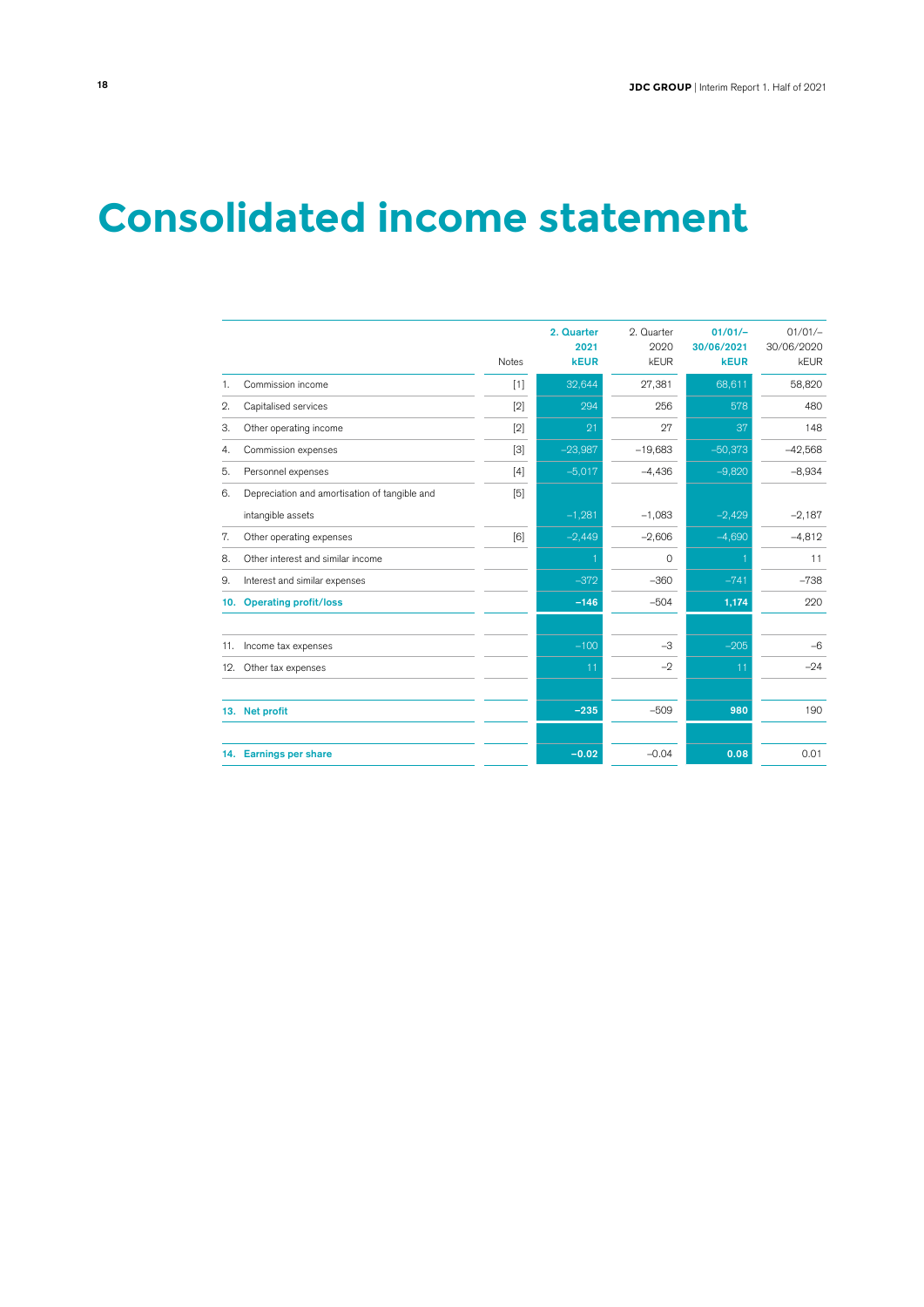# Consolidated income statement

| | | Notes | 2. Quarter 2021 kEUR | 2. Quarter 2020 kEUR | 01/01/– 30/06/2021 kEUR | 01/01/– 30/06/2020 kEUR |
|---|---|---|---|---|---|---|
| 1. | Commission income | [1] | 32,644 | 27,381 | 68,611 | 58,820 |
| 2. | Capitalised services | [2] | 294 | 256 | 578 | 480 |
| 3. | Other operating income | [2] | 21 | 27 | 37 | 148 |
| 4. | Commission expenses | [3] | –23,987 | –19,683 | –50,373 | –42,568 |
| 5. | Personnel expenses | [4] | –5,017 | –4,436 | –9,820 | –8,934 |
| 6. | Depreciation and amortisation of tangible and intangible assets | [5] | –1,281 | –1,083 | –2,429 | –2,187 |
| 7. | Other operating expenses | [6] | –2,449 | –2,606 | –4,690 | –4,812 |
| 8. | Other interest and similar income | | 1 | 0 | 1 | 11 |
| 9. | Interest and similar expenses | | –372 | –360 | –741 | –738 |
| **10.** | **Operating profit/loss** | | **–146** | –504 | **1,174** | 220 |
| | | | | | | |
| 11. | Income tax expenses | | –100 | –3 | –205 | –6 |
| 12. | Other tax expenses | | 11 | –2 | 11 | –24 |
| | | | | | | |
| **13.** | **Net profit** | | **–235** | –509 | **980** | 190 |
| | | | | | | |
| **14.** | **Earnings per share** | | **–0.02** | –0.04 | **0.08** | 0.01 |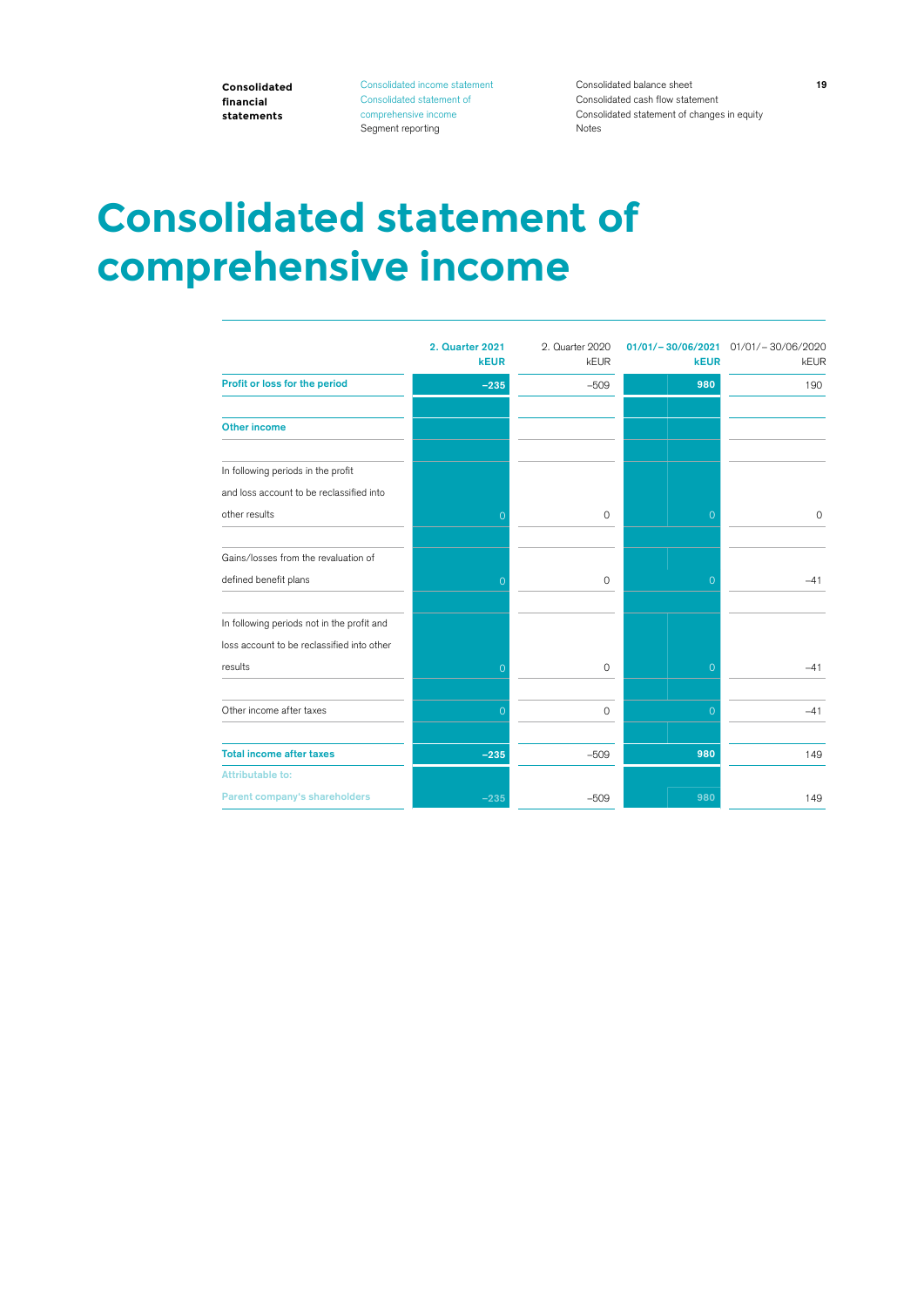# Consolidated statement of comprehensive income

| | 2. Quarter 2021 kEUR | 2. Quarter 2020 kEUR | 01/01/– 30/06/2021 kEUR | 01/01/– 30/06/2020 kEUR |
|---|---|---|---|---|
| **Profit or loss for the period** | **–235** | –509 | **980** | 190 |
| **Other income** | | | | |
| In following periods in the profit and loss account to be reclassified into other results | 0 | 0 | 0 | 0 |
| Gains/losses from the revaluation of defined benefit plans | 0 | 0 | 0 | –41 |
| In following periods not in the profit and loss account to be reclassified into other results | 0 | 0 | 0 | –41 |
| Other income after taxes | 0 | 0 | 0 | –41 |
| **Total income after taxes** | **–235** | –509 | **980** | 149 |
| **Attributable to:** | | | | |
| **Parent company's shareholders** | –235 | –509 | 980 | 149 |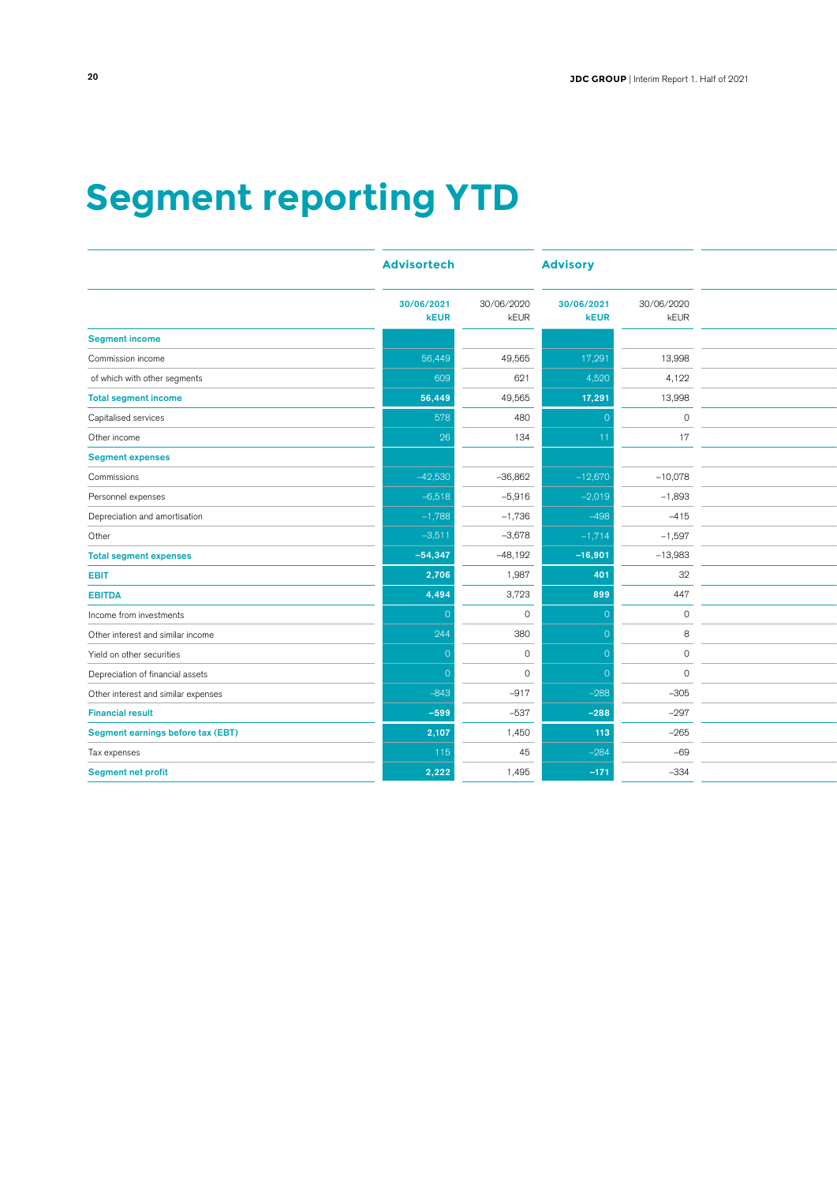# Segment reporting YTD

| | Advisortech | | Advisory | |
|---|---|---|---|---|
| | 30/06/2021 kEUR | 30/06/2020 kEUR | 30/06/2021 kEUR | 30/06/2020 kEUR |
| **Segment income** | | | | |
| Commission income | 56,449 | 49,565 | 17,291 | 13,998 |
| of which with other segments | 609 | 621 | 4,520 | 4,122 |
| **Total segment income** | **56,449** | 49,565 | **17,291** | 13,998 |
| Capitalised services | 578 | 480 | 0 | 0 |
| Other income | 26 | 134 | 11 | 17 |
| **Segment expenses** | | | | |
| Commissions | –42,530 | –36,862 | –12,670 | –10,078 |
| Personnel expenses | –6,518 | –5,916 | –2,019 | –1,893 |
| Depreciation and amortisation | –1,788 | –1,736 | –498 | –415 |
| Other | –3,511 | –3,678 | –1,714 | –1,597 |
| **Total segment expenses** | **–54,347** | –48,192 | **–16,901** | –13,983 |
| **EBIT** | **2,706** | 1,987 | **401** | 32 |
| **EBITDA** | **4,494** | 3,723 | **899** | 447 |
| Income from investments | 0 | 0 | 0 | 0 |
| Other interest and similar income | 244 | 380 | 0 | 8 |
| Yield on other securities | 0 | 0 | 0 | 0 |
| Depreciation of financial assets | 0 | 0 | 0 | 0 |
| Other interest and similar expenses | –843 | –917 | –288 | –305 |
| **Financial result** | **–599** | –537 | **–288** | –297 |
| **Segment earnings before tax (EBT)** | **2,107** | 1,450 | **113** | –265 |
| Tax expenses | 115 | 45 | –284 | –69 |
| **Segment net profit** | **2,222** | 1,495 | **–171** | –334 |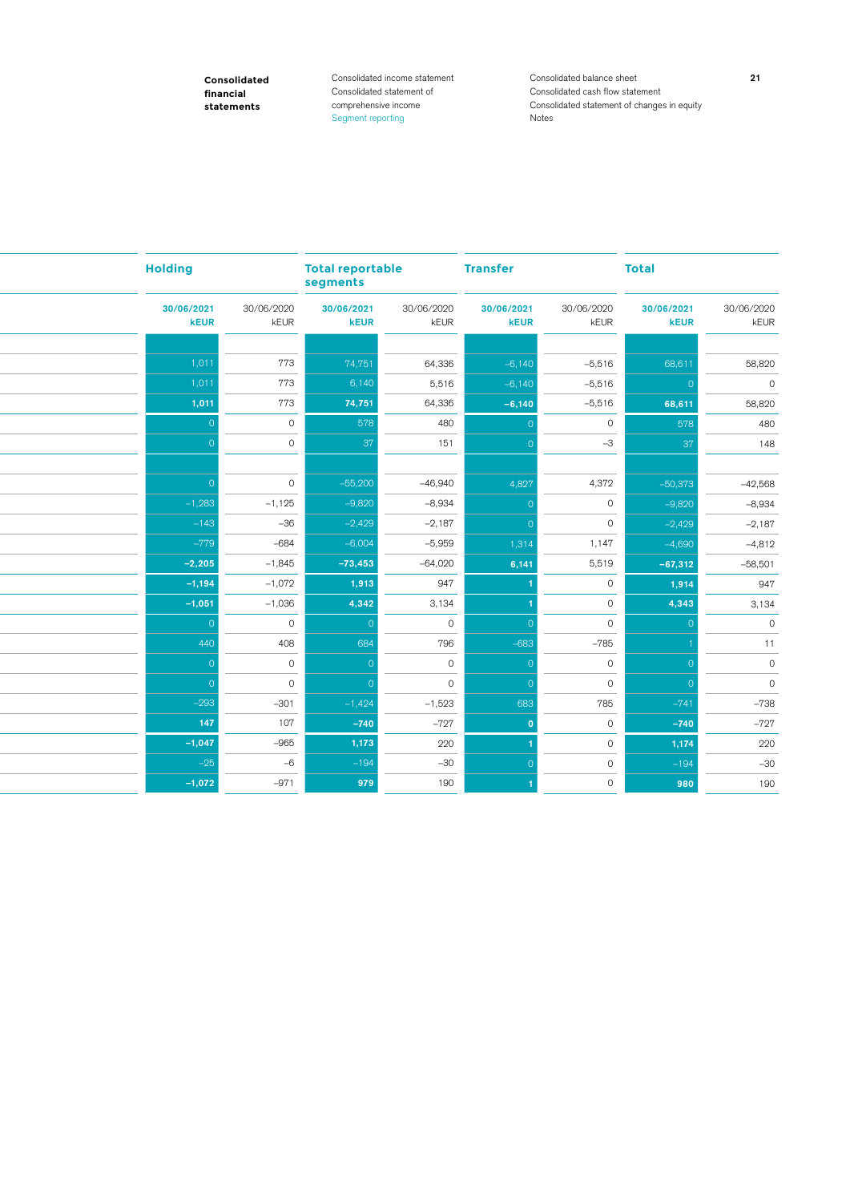| | Holding | | Total reportable segments | | Transfer | | Total | |
|---|---|---|---|---|---|---|---|---|
| | **30/06/2021 kEUR** | 30/06/2020 kEUR | **30/06/2021 kEUR** | 30/06/2020 kEUR | **30/06/2021 kEUR** | 30/06/2020 kEUR | **30/06/2021 kEUR** | 30/06/2020 kEUR |
| | | | | | | | | |
| | 1,011 | 773 | 74,751 | 64,336 | –6,140 | –5,516 | 68,611 | 58,820 |
| | 1,011 | 773 | 6,140 | 5,516 | –6,140 | –5,516 | 0 | 0 |
| | **1,011** | 773 | **74,751** | 64,336 | **–6,140** | –5,516 | **68,611** | 58,820 |
| | 0 | 0 | 578 | 480 | 0 | 0 | 578 | 480 |
| | 0 | 0 | 37 | 151 | 0 | –3 | 37 | 148 |
| | | | | | | | | |
| | 0 | 0 | –55,200 | –46,940 | 4,827 | 4,372 | –50,373 | –42,568 |
| | –1,283 | –1,125 | –9,820 | –8,934 | 0 | 0 | –9,820 | –8,934 |
| | –143 | –36 | –2,429 | –2,187 | 0 | 0 | –2,429 | –2,187 |
| | –779 | –684 | –6,004 | –5,959 | 1,314 | 1,147 | –4,690 | –4,812 |
| | **–2,205** | –1,845 | **–73,453** | –64,020 | **6,141** | 5,519 | **–67,312** | –58,501 |
| | **–1,194** | –1,072 | **1,913** | 947 | **1** | 0 | **1,914** | 947 |
| | **–1,051** | –1,036 | **4,342** | 3,134 | **1** | 0 | **4,343** | 3,134 |
| | 0 | 0 | 0 | 0 | 0 | 0 | 0 | 0 |
| | 440 | 408 | 684 | 796 | –683 | –785 | 1 | 11 |
| | 0 | 0 | 0 | 0 | 0 | 0 | 0 | 0 |
| | 0 | 0 | 0 | 0 | 0 | 0 | 0 | 0 |
| | –293 | –301 | –1,424 | –1,523 | 683 | 785 | –741 | –738 |
| | **147** | 107 | **–740** | –727 | **0** | 0 | **–740** | –727 |
| | **–1,047** | –965 | **1,173** | 220 | **1** | 0 | **1,174** | 220 |
| | –25 | –6 | –194 | –30 | 0 | 0 | –194 | –30 |
| | **–1,072** | –971 | **979** | 190 | **1** | 0 | **980** | 190 |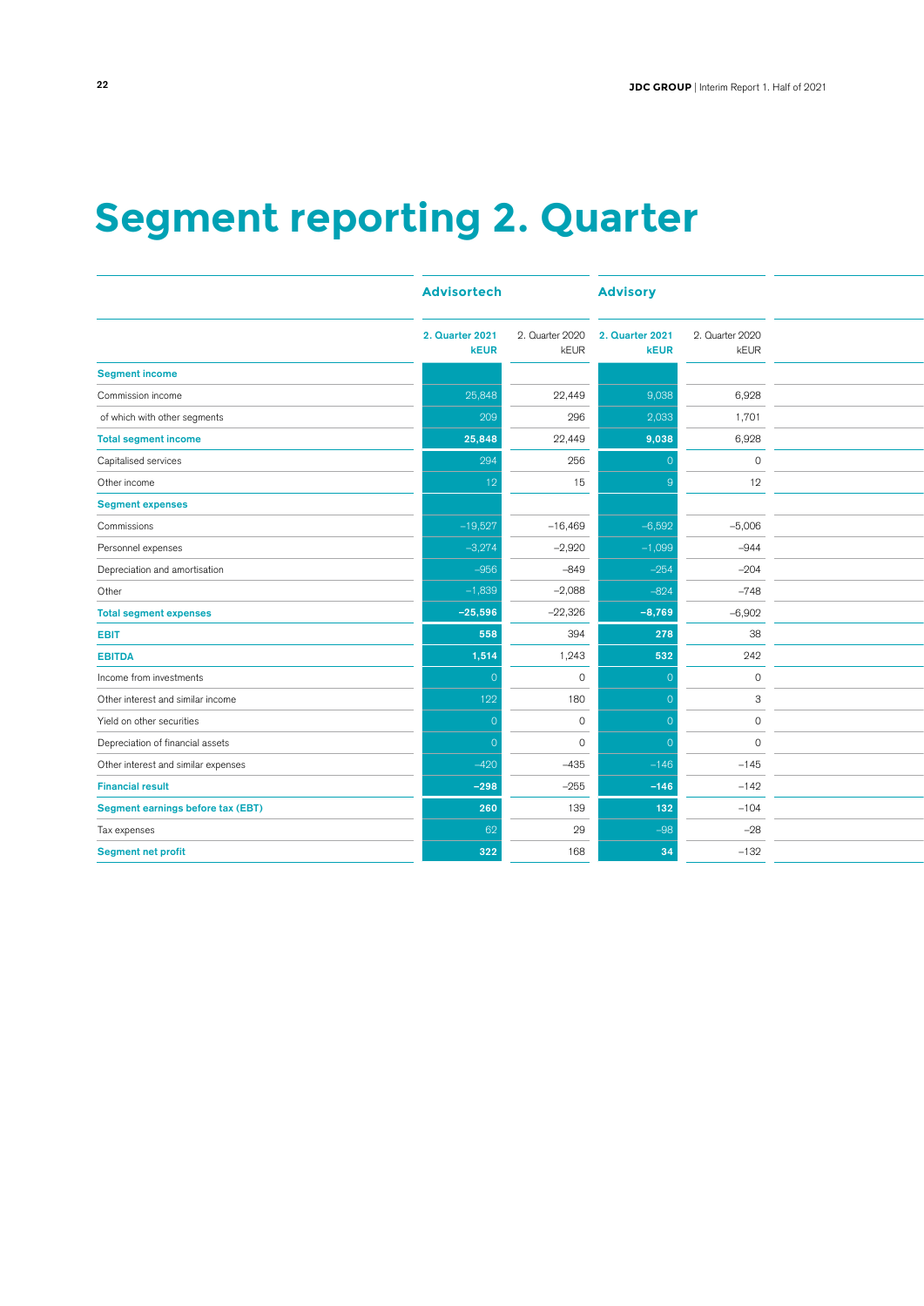# Segment reporting 2. Quarter

| | Advisortech | | Advisory | |
|---|---|---|---|---|
| | 2. Quarter 2021 kEUR | 2. Quarter 2020 kEUR | 2. Quarter 2021 kEUR | 2. Quarter 2020 kEUR |
| **Segment income** | | | | |
| Commission income | 25,848 | 22,449 | 9,038 | 6,928 |
| of which with other segments | 209 | 296 | 2,033 | 1,701 |
| **Total segment income** | **25,848** | 22,449 | **9,038** | 6,928 |
| Capitalised services | 294 | 256 | 0 | 0 |
| Other income | 12 | 15 | 9 | 12 |
| **Segment expenses** | | | | |
| Commissions | –19,527 | –16,469 | –6,592 | –5,006 |
| Personnel expenses | –3,274 | –2,920 | –1,099 | –944 |
| Depreciation and amortisation | –956 | –849 | –254 | –204 |
| Other | –1,839 | –2,088 | –824 | –748 |
| **Total segment expenses** | **–25,596** | –22,326 | **–8,769** | –6,902 |
| **EBIT** | **558** | 394 | **278** | 38 |
| **EBITDA** | **1,514** | 1,243 | **532** | 242 |
| Income from investments | 0 | 0 | 0 | 0 |
| Other interest and similar income | 122 | 180 | 0 | 3 |
| Yield on other securities | 0 | 0 | 0 | 0 |
| Depreciation of financial assets | 0 | 0 | 0 | 0 |
| Other interest and similar expenses | –420 | –435 | –146 | –145 |
| **Financial result** | **–298** | –255 | **–146** | –142 |
| **Segment earnings before tax (EBT)** | **260** | 139 | **132** | –104 |
| Tax expenses | 62 | 29 | –98 | –28 |
| **Segment net profit** | **322** | 168 | **34** | –132 |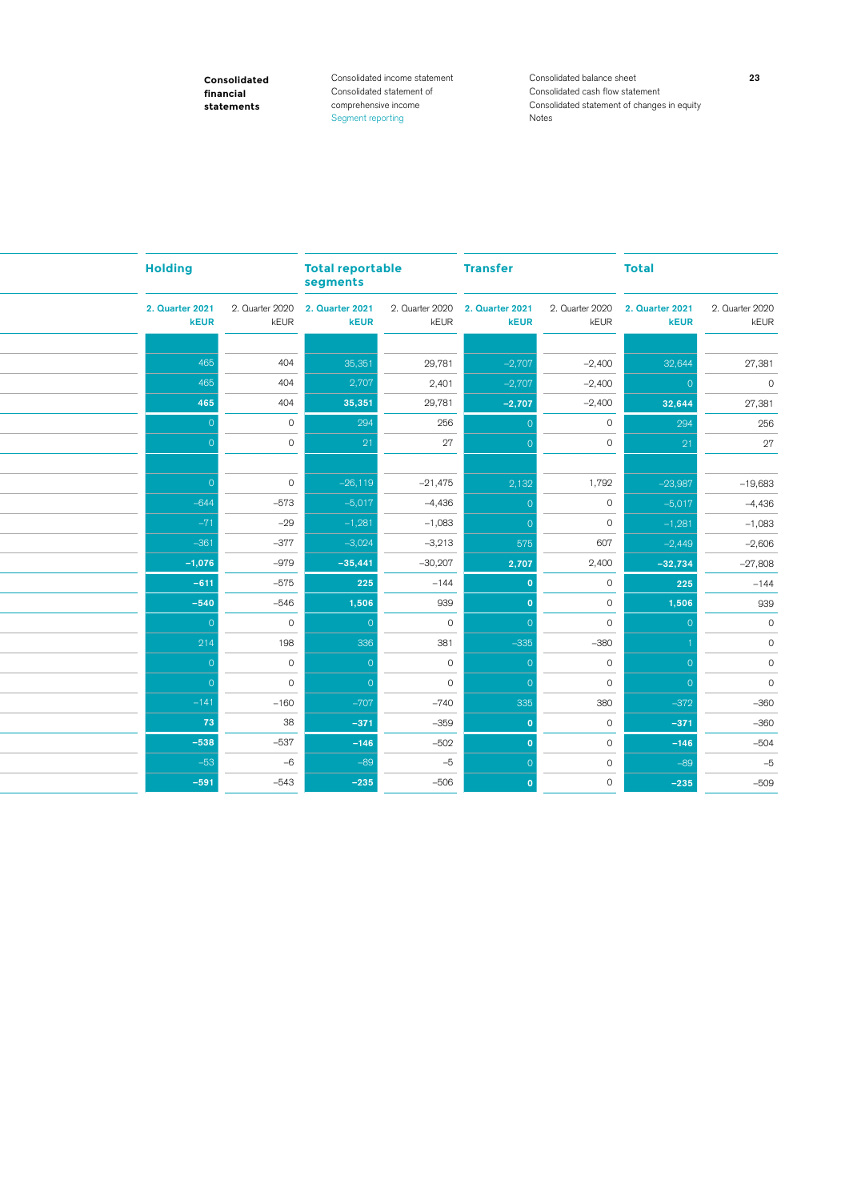| | Holding | | Total reportable segments | | Transfer | | Total | |
|---|---|---|---|---|---|---|---|---|
| | **2. Quarter 2021 kEUR** | 2. Quarter 2020 kEUR | **2. Quarter 2021 kEUR** | 2. Quarter 2020 kEUR | **2. Quarter 2021 kEUR** | 2. Quarter 2020 kEUR | **2. Quarter 2021 kEUR** | 2. Quarter 2020 kEUR |
| | | | | | | | | |
| | 465 | 404 | 35,351 | 29,781 | −2,707 | −2,400 | 32,644 | 27,381 |
| | 465 | 404 | 2,707 | 2,401 | −2,707 | −2,400 | 0 | 0 |
| | **465** | 404 | **35,351** | 29,781 | **−2,707** | −2,400 | **32,644** | 27,381 |
| | 0 | 0 | 294 | 256 | 0 | 0 | 294 | 256 |
| | 0 | 0 | 21 | 27 | 0 | 0 | 21 | 27 |
| | | | | | | | | |
| | 0 | 0 | −26,119 | −21,475 | 2,132 | 1,792 | −23,987 | −19,683 |
| | −644 | −573 | −5,017 | −4,436 | 0 | 0 | −5,017 | −4,436 |
| | −71 | −29 | −1,281 | −1,083 | 0 | 0 | −1,281 | −1,083 |
| | −361 | −377 | −3,024 | −3,213 | 575 | 607 | −2,449 | −2,606 |
| | **−1,076** | −979 | **−35,441** | −30,207 | **2,707** | 2,400 | **−32,734** | −27,808 |
| | **−611** | −575 | **225** | −144 | **0** | 0 | **225** | −144 |
| | **−540** | −546 | **1,506** | 939 | **0** | 0 | **1,506** | 939 |
| | 0 | 0 | 0 | 0 | 0 | 0 | 0 | 0 |
| | 214 | 198 | 336 | 381 | −335 | −380 | 1 | 0 |
| | 0 | 0 | 0 | 0 | 0 | 0 | 0 | 0 |
| | 0 | 0 | 0 | 0 | 0 | 0 | 0 | 0 |
| | −141 | −160 | −707 | −740 | 335 | 380 | −372 | −360 |
| | **73** | 38 | **−371** | −359 | **0** | 0 | **−371** | −360 |
| | **−538** | −537 | **−146** | −502 | **0** | 0 | **−146** | −504 |
| | −53 | −6 | −89 | −5 | 0 | 0 | −89 | −5 |
| | **−591** | −543 | **−235** | −506 | **0** | 0 | **−235** | −509 |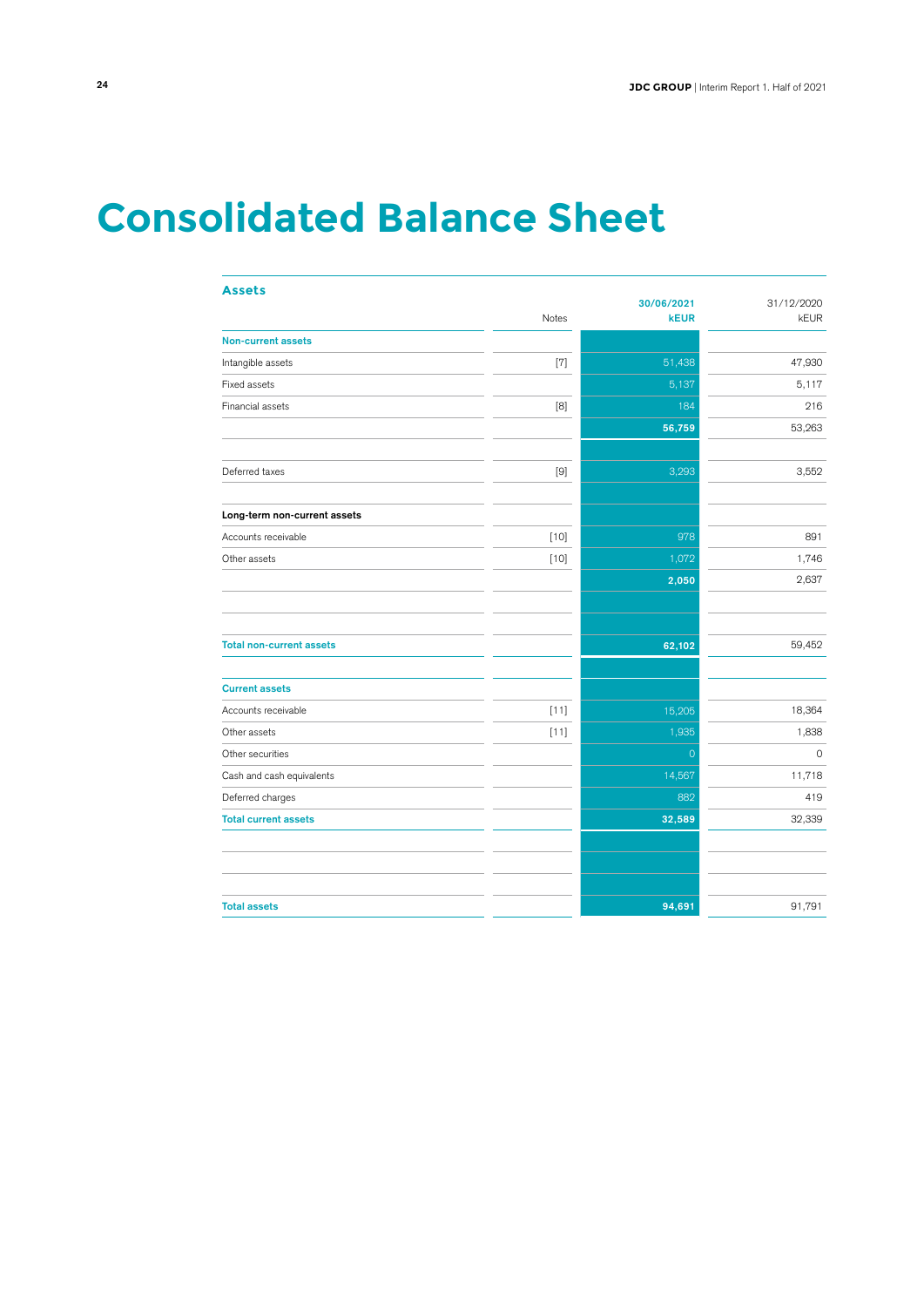# Consolidated Balance Sheet

| Assets | Notes | 30/06/2021<br>kEUR | 31/12/2020<br>kEUR |
|---|---|---|---|
| **Non-current assets** | | | |
| Intangible assets | [7] | 51,438 | 47,930 |
| Fixed assets | | 5,137 | 5,117 |
| Financial assets | [8] | 184 | 216 |
| | | **56,759** | 53,263 |
| | | | |
| Deferred taxes | [9] | 3,293 | 3,552 |
| | | | |
| **Long-term non-current assets** | | | |
| Accounts receivable | [10] | 978 | 891 |
| Other assets | [10] | 1,072 | 1,746 |
| | | **2,050** | 2,637 |
| | | | |
| | | | |
| **Total non-current assets** | | **62,102** | 59,452 |
| | | | |
| **Current assets** | | | |
| Accounts receivable | [11] | 15,205 | 18,364 |
| Other assets | [11] | 1,935 | 1,838 |
| Other securities | | 0 | 0 |
| Cash and cash equivalents | | 14,567 | 11,718 |
| Deferred charges | | 882 | 419 |
| **Total current assets** | | **32,589** | 32,339 |
| | | | |
| | | | |
| | | | |
| **Total assets** | | **94,691** | 91,791 |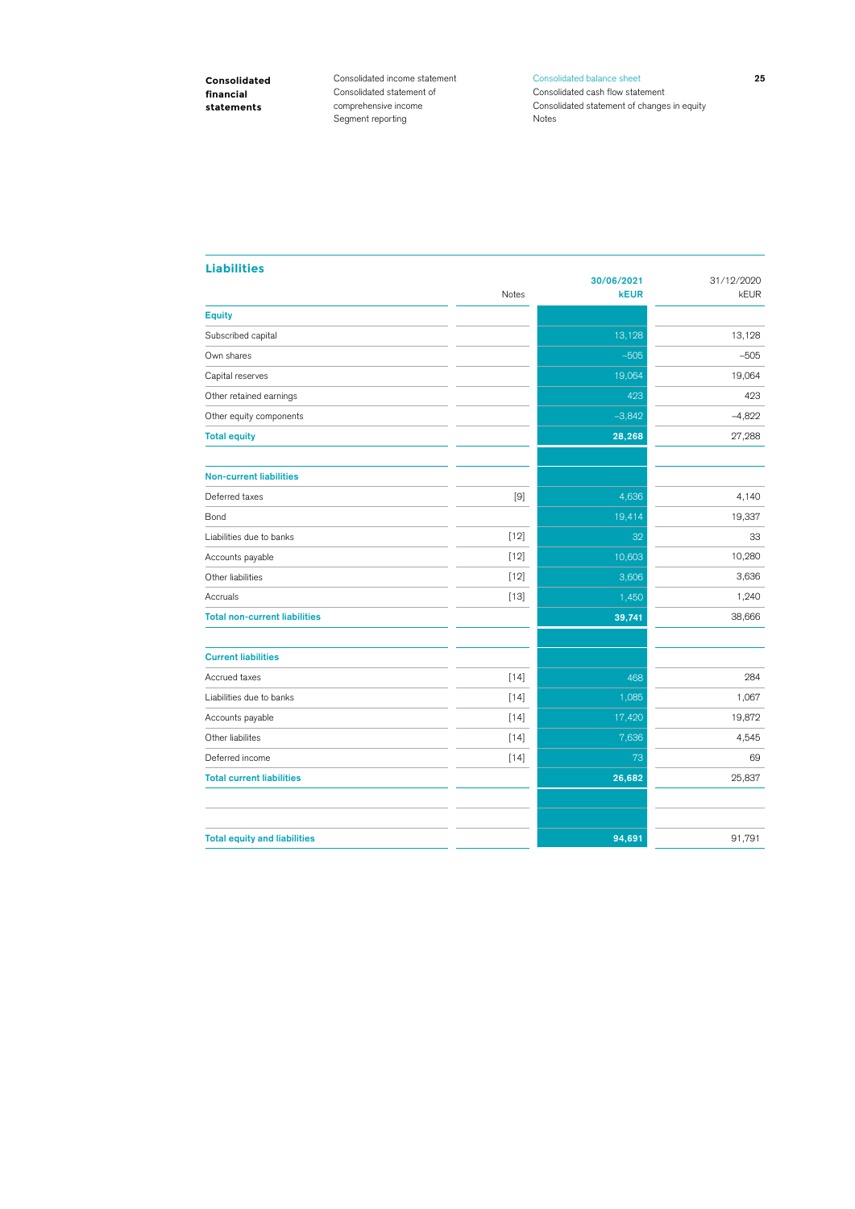## Liabilities

| | Notes | 30/06/2021<br>kEUR | 31/12/2020<br>kEUR |
|---|---|---|---|
| **Equity** | | | |
| Subscribed capital | | 13,128 | 13,128 |
| Own shares | | –505 | –505 |
| Capital reserves | | 19,064 | 19,064 |
| Other retained earnings | | 423 | 423 |
| Other equity components | | –3,842 | –4,822 |
| **Total equity** | | **28,268** | 27,288 |
| | | | |
| **Non-current liabilities** | | | |
| Deferred taxes | [9] | 4,636 | 4,140 |
| Bond | | 19,414 | 19,337 |
| Liabilities due to banks | [12] | 32 | 33 |
| Accounts payable | [12] | 10,603 | 10,280 |
| Other liabilities | [12] | 3,606 | 3,636 |
| Accruals | [13] | 1,450 | 1,240 |
| **Total non-current liabilities** | | **39,741** | 38,666 |
| | | | |
| **Current liabilities** | | | |
| Accrued taxes | [14] | 468 | 284 |
| Liabilities due to banks | [14] | 1,085 | 1,067 |
| Accounts payable | [14] | 17,420 | 19,872 |
| Other liabilites | [14] | 7,636 | 4,545 |
| Deferred income | [14] | 73 | 69 |
| **Total current liabilities** | | **26,682** | 25,837 |
| | | | |
| **Total equity and liabilities** | | **94,691** | 91,791 |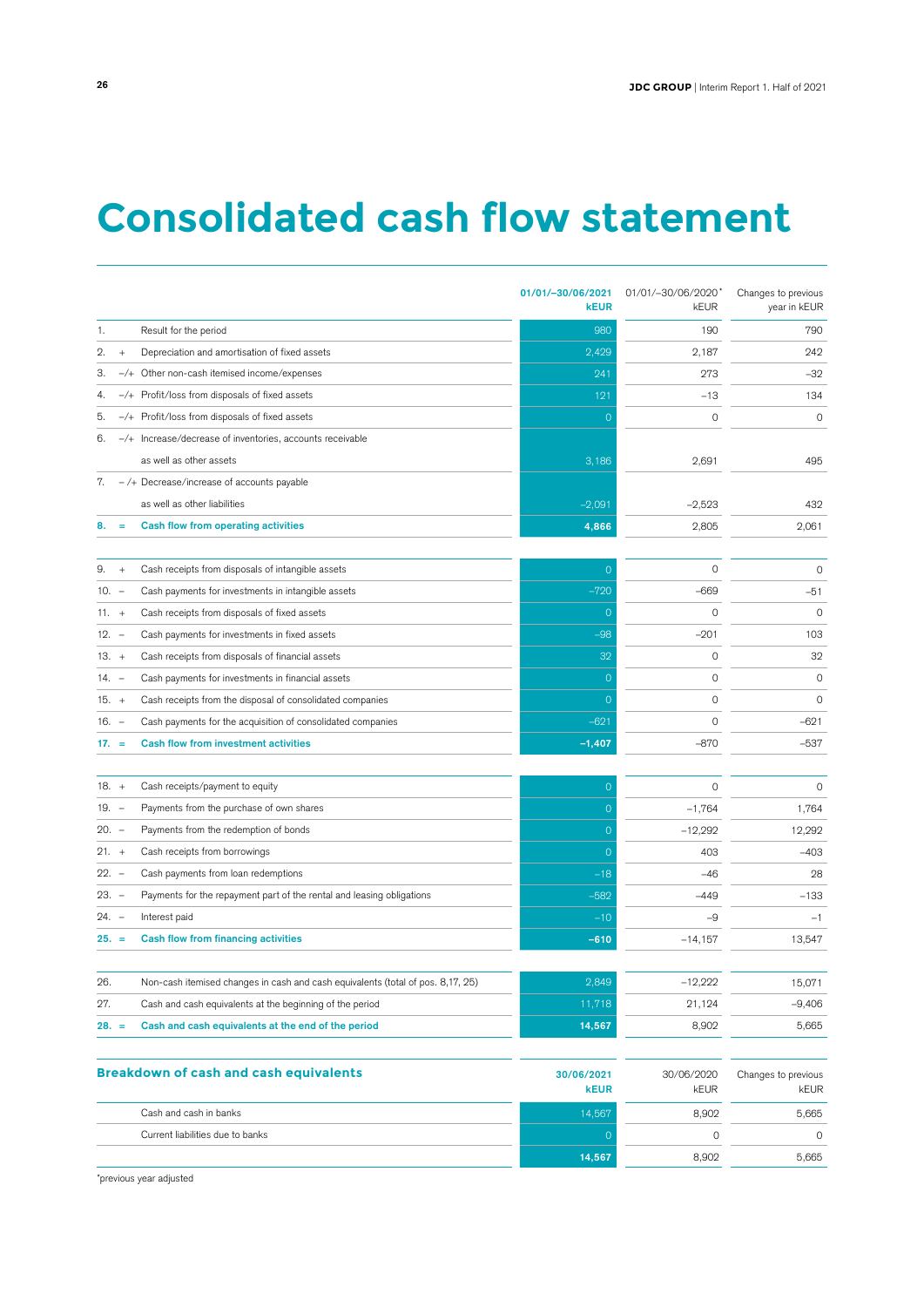# Consolidated cash flow statement

| | | | 01/01/–30/06/2021 kEUR | 01/01/–30/06/2020* kEUR | Changes to previous year in kEUR |
|---|---|---|---|---|---|
| 1. | | Result for the period | 980 | 190 | 790 |
| 2. | + | Depreciation and amortisation of fixed assets | 2,429 | 2,187 | 242 |
| 3. | –/+ | Other non-cash itemised income/expenses | 241 | 273 | –32 |
| 4. | –/+ | Profit/loss from disposals of fixed assets | 121 | –13 | 134 |
| 5. | –/+ | Profit/loss from disposals of fixed assets | 0 | 0 | 0 |
| 6. | –/+ | Increase/decrease of inventories, accounts receivable as well as other assets | 3,186 | 2,691 | 495 |
| 7. | – /+ | Decrease/increase of accounts payable as well as other liabilities | –2,091 | –2,523 | 432 |
| **8.** | **=** | **Cash flow from operating activities** | **4,866** | 2,805 | 2,061 |
| 9. | + | Cash receipts from disposals of intangible assets | 0 | 0 | 0 |
| 10. | – | Cash payments for investments in intangible assets | –720 | –669 | –51 |
| 11. | + | Cash receipts from disposals of fixed assets | 0 | 0 | 0 |
| 12. | – | Cash payments for investments in fixed assets | –98 | –201 | 103 |
| 13. | + | Cash receipts from disposals of financial assets | 32 | 0 | 32 |
| 14. | – | Cash payments for investments in financial assets | 0 | 0 | 0 |
| 15. | + | Cash receipts from the disposal of consolidated companies | 0 | 0 | 0 |
| 16. | – | Cash payments for the acquisition of consolidated companies | –621 | 0 | –621 |
| **17.** | **=** | **Cash flow from investment activities** | **–1,407** | –870 | –537 |
| 18. | + | Cash receipts/payment to equity | 0 | 0 | 0 |
| 19. | – | Payments from the purchase of own shares | 0 | –1,764 | 1,764 |
| 20. | – | Payments from the redemption of bonds | 0 | –12,292 | 12,292 |
| 21. | + | Cash receipts from borrowings | 0 | 403 | –403 |
| 22. | – | Cash payments from loan redemptions | –18 | –46 | 28 |
| 23. | – | Payments for the repayment part of the rental and leasing obligations | –582 | –449 | –133 |
| 24. | – | Interest paid | –10 | –9 | –1 |
| **25.** | **=** | **Cash flow from financing activities** | **–610** | –14,157 | 13,547 |
| 26. | | Non-cash itemised changes in cash and cash equivalents (total of pos. 8,17, 25) | 2,849 | –12,222 | 15,071 |
| 27. | | Cash and cash equivalents at the beginning of the period | 11,718 | 21,124 | –9,406 |
| **28.** | **=** | **Cash and cash equivalents at the end of the period** | **14,567** | 8,902 | 5,665 |

| Breakdown of cash and cash equivalents | 30/06/2021 kEUR | 30/06/2020 kEUR | Changes to previous kEUR |
|---|---|---|---|
| Cash and cash in banks | 14,567 | 8,902 | 5,665 |
| Current liabilities due to banks | 0 | 0 | 0 |
| | **14,567** | 8,902 | 5,665 |

*previous year adjusted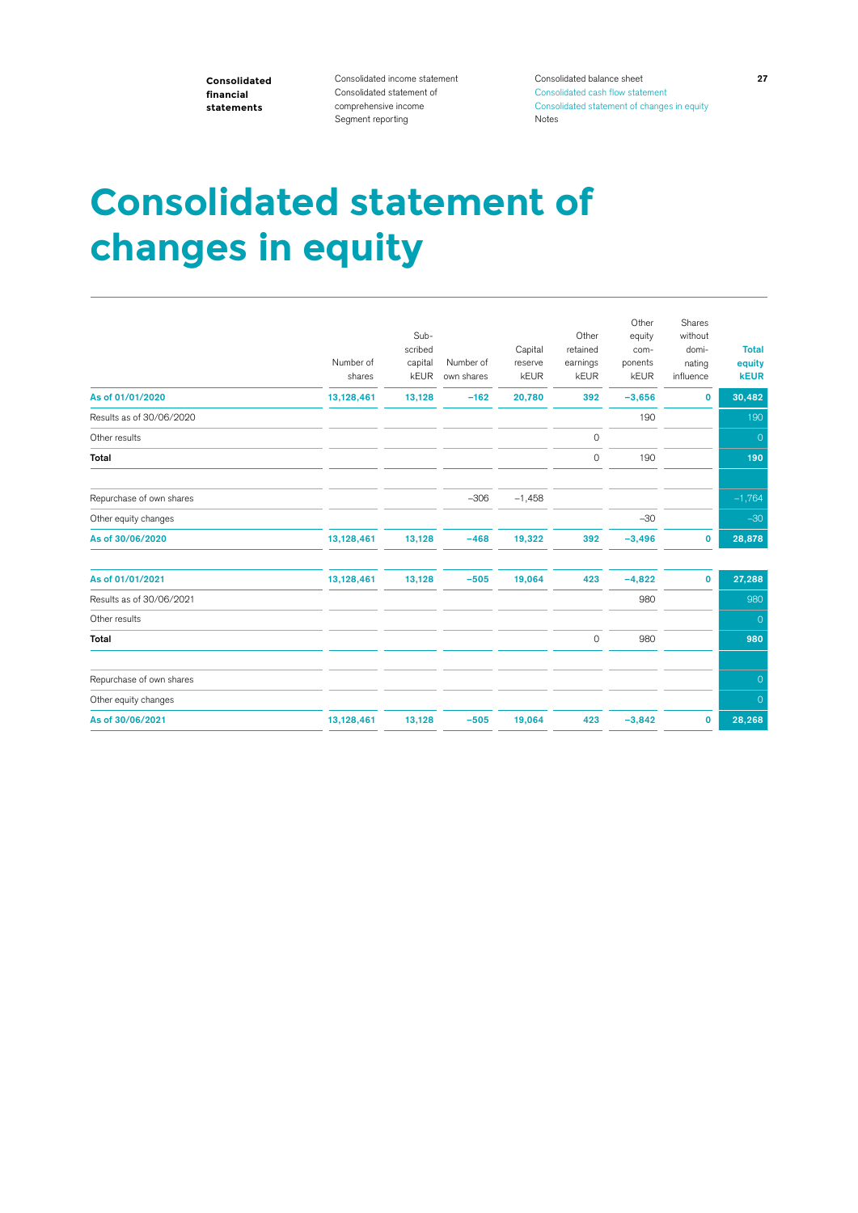# Consolidated statement of changes in equity

| | Number of shares | Subscribed capital kEUR | Number of own shares | Capital reserve kEUR | Other retained earnings kEUR | Other equity components kEUR | Shares without dominating influence | Total equity kEUR |
|---|---|---|---|---|---|---|---|---|
| **As of 01/01/2020** | **13,128,461** | **13,128** | **−162** | **20,780** | **392** | **−3,656** | **0** | **30,482** |
| Results as of 30/06/2020 | | | | | | 190 | | 190 |
| Other results | | | | | 0 | | | 0 |
| **Total** | | | | | 0 | 190 | | **190** |
| | | | | | | | | |
| Repurchase of own shares | | | −306 | −1,458 | | | | −1,764 |
| Other equity changes | | | | | | −30 | | −30 |
| **As of 30/06/2020** | **13,128,461** | **13,128** | **−468** | **19,322** | **392** | **−3,496** | **0** | **28,878** |
| | | | | | | | | |
| **As of 01/01/2021** | **13,128,461** | **13,128** | **−505** | **19,064** | **423** | **−4,822** | **0** | **27,288** |
| Results as of 30/06/2021 | | | | | | 980 | | 980 |
| Other results | | | | | | | | 0 |
| **Total** | | | | | 0 | 980 | | **980** |
| | | | | | | | | |
| Repurchase of own shares | | | | | | | | 0 |
| Other equity changes | | | | | | | | 0 |
| **As of 30/06/2021** | **13,128,461** | **13,128** | **−505** | **19,064** | **423** | **−3,842** | **0** | **28,268** |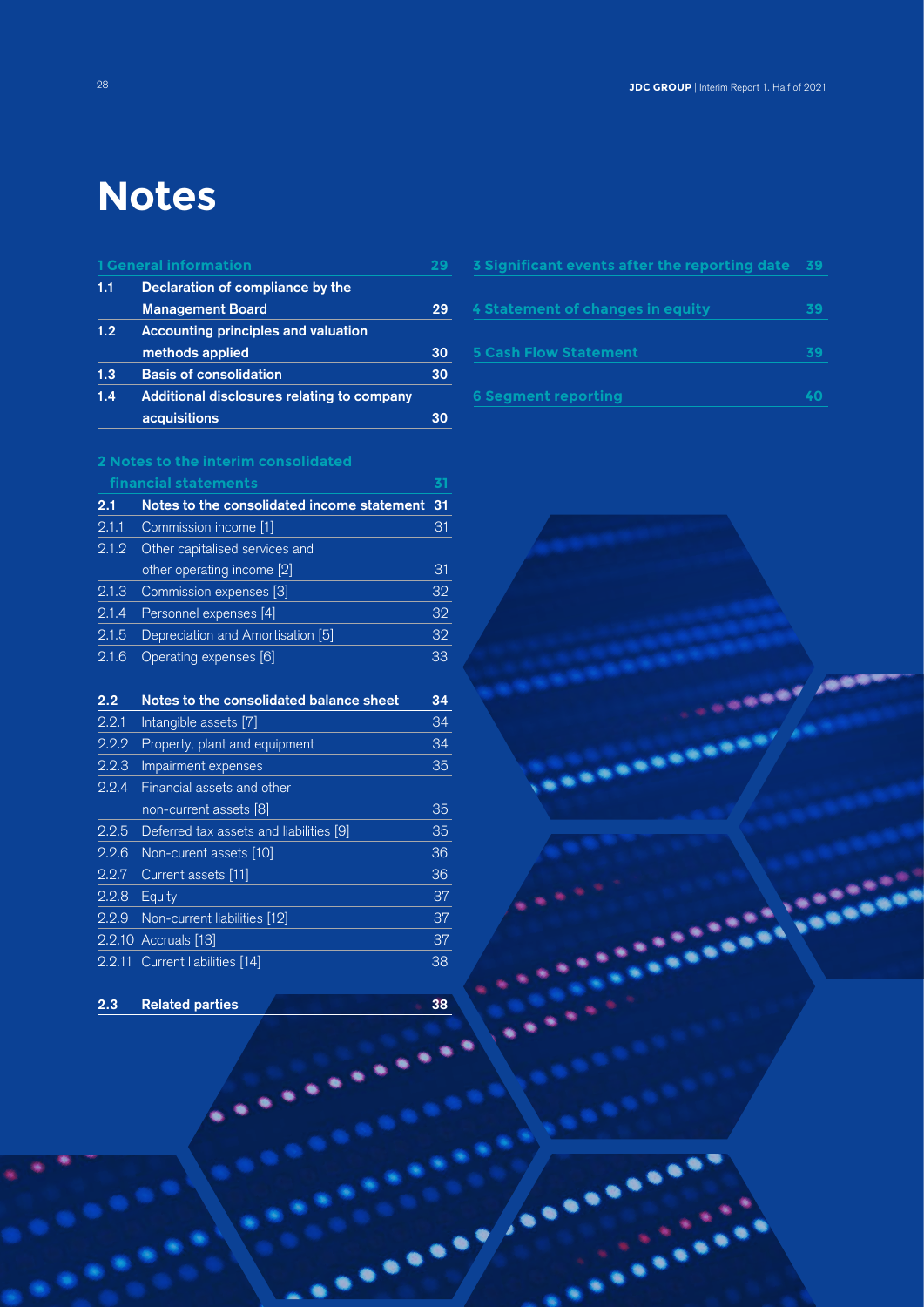# Notes

| 1 General information | | 29 |
|---|---|---|
| 1.1 | Declaration of compliance by the Management Board | 29 |
| 1.2 | Accounting principles and valuation methods applied | 30 |
| 1.3 | Basis of consolidation | 30 |
| 1.4 | Additional disclosures relating to company acquisitions | 30 |

| 2 Notes to the interim consolidated financial statements | | 31 |
|---|---|---|
| **2.1** | **Notes to the consolidated income statement** | **31** |
| 2.1.1 | Commission income [1] | 31 |
| 2.1.2 | Other capitalised services and other operating income [2] | 31 |
| 2.1.3 | Commission expenses [3] | 32 |
| 2.1.4 | Personnel expenses [4] | 32 |
| 2.1.5 | Depreciation and Amortisation [5] | 32 |
| 2.1.6 | Operating expenses [6] | 33 |
| **2.2** | **Notes to the consolidated balance sheet** | **34** |
| 2.2.1 | Intangible assets [7] | 34 |
| 2.2.2 | Property, plant and equipment | 34 |
| 2.2.3 | Impairment expenses | 35 |
| 2.2.4 | Financial assets and other non-current assets [8] | 35 |
| 2.2.5 | Deferred tax assets and liabilities [9] | 35 |
| 2.2.6 | Non-curent assets [10] | 36 |
| 2.2.7 | Current assets [11] | 36 |
| 2.2.8 | Equity | 37 |
| 2.2.9 | Non-current liabilities [12] | 37 |
| 2.2.10 | Accruals [13] | 37 |
| 2.2.11 | Current liabilities [14] | 38 |
| **2.3** | **Related parties** | **38** |

| | |
|---|---|
| 3 Significant events after the reporting date | 39 |
| 4 Statement of changes in equity | 39 |
| 5 Cash Flow Statement | 39 |
| 6 Segment reporting | 40 |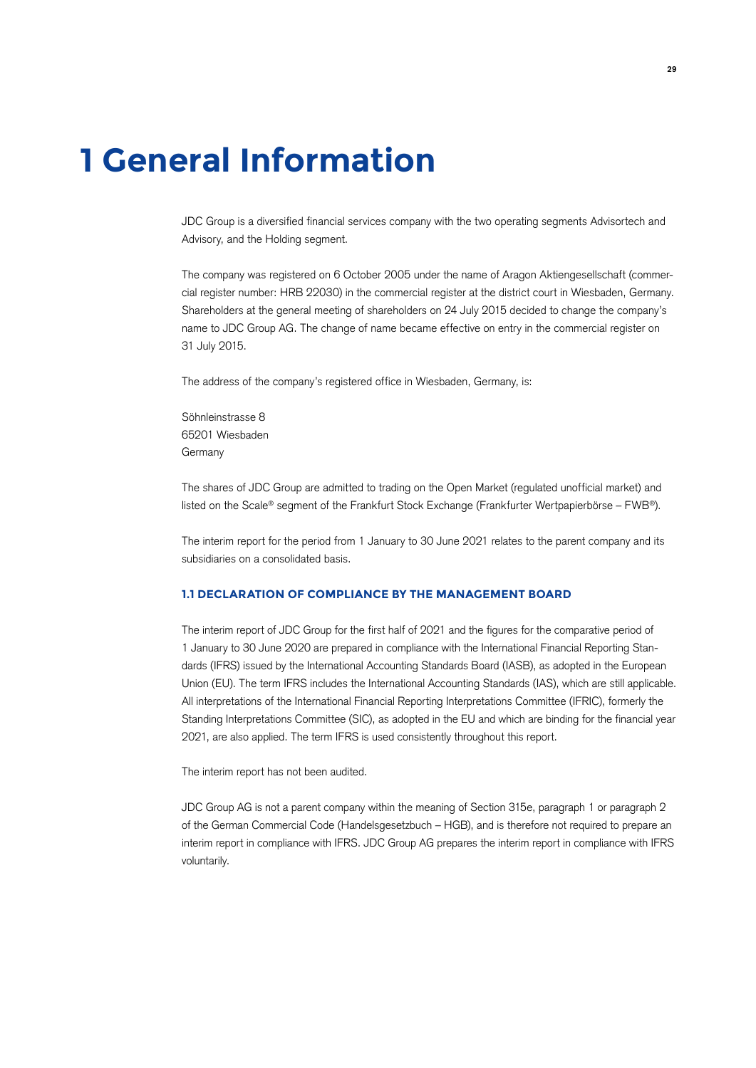# 1 General Information

JDC Group is a diversified financial services company with the two operating segments Advisortech and Advisory, and the Holding segment.

The company was registered on 6 October 2005 under the name of Aragon Aktiengesellschaft (commercial register number: HRB 22030) in the commercial register at the district court in Wiesbaden, Germany. Shareholders at the general meeting of shareholders on 24 July 2015 decided to change the company's name to JDC Group AG. The change of name became effective on entry in the commercial register on 31 July 2015.

The address of the company's registered office in Wiesbaden, Germany, is:

Söhnleinstrasse 8
65201 Wiesbaden
Germany

The shares of JDC Group are admitted to trading on the Open Market (regulated unofficial market) and listed on the Scale® segment of the Frankfurt Stock Exchange (Frankfurter Wertpapierbörse – FWB®).

The interim report for the period from 1 January to 30 June 2021 relates to the parent company and its subsidiaries on a consolidated basis.

## 1.1 DECLARATION OF COMPLIANCE BY THE MANAGEMENT BOARD

The interim report of JDC Group for the first half of 2021 and the figures for the comparative period of 1 January to 30 June 2020 are prepared in compliance with the International Financial Reporting Standards (IFRS) issued by the International Accounting Standards Board (IASB), as adopted in the European Union (EU). The term IFRS includes the International Accounting Standards (IAS), which are still applicable. All interpretations of the International Financial Reporting Interpretations Committee (IFRIC), formerly the Standing Interpretations Committee (SIC), as adopted in the EU and which are binding for the financial year 2021, are also applied. The term IFRS is used consistently throughout this report.

The interim report has not been audited.

JDC Group AG is not a parent company within the meaning of Section 315e, paragraph 1 or paragraph 2 of the German Commercial Code (Handelsgesetzbuch – HGB), and is therefore not required to prepare an interim report in compliance with IFRS. JDC Group AG prepares the interim report in compliance with IFRS voluntarily.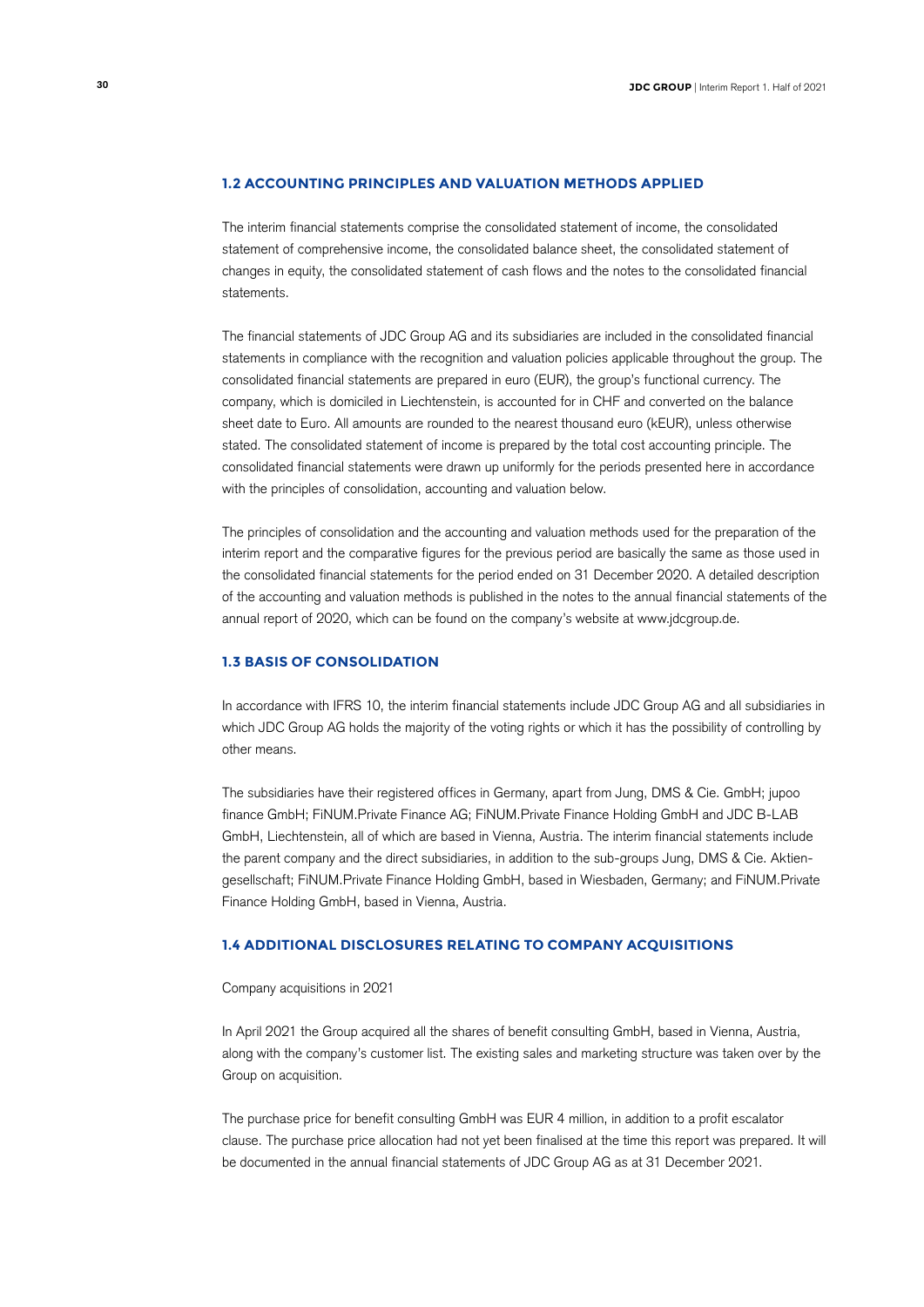## 1.2 ACCOUNTING PRINCIPLES AND VALUATION METHODS APPLIED

The interim financial statements comprise the consolidated statement of income, the consolidated statement of comprehensive income, the consolidated balance sheet, the consolidated statement of changes in equity, the consolidated statement of cash flows and the notes to the consolidated financial statements.

The financial statements of JDC Group AG and its subsidiaries are included in the consolidated financial statements in compliance with the recognition and valuation policies applicable throughout the group. The consolidated financial statements are prepared in euro (EUR), the group's functional currency. The company, which is domiciled in Liechtenstein, is accounted for in CHF and converted on the balance sheet date to Euro. All amounts are rounded to the nearest thousand euro (kEUR), unless otherwise stated. The consolidated statement of income is prepared by the total cost accounting principle. The consolidated financial statements were drawn up uniformly for the periods presented here in accordance with the principles of consolidation, accounting and valuation below.

The principles of consolidation and the accounting and valuation methods used for the preparation of the interim report and the comparative figures for the previous period are basically the same as those used in the consolidated financial statements for the period ended on 31 December 2020. A detailed description of the accounting and valuation methods is published in the notes to the annual financial statements of the annual report of 2020, which can be found on the company's website at www.jdcgroup.de.

## 1.3 BASIS OF CONSOLIDATION

In accordance with IFRS 10, the interim financial statements include JDC Group AG and all subsidiaries in which JDC Group AG holds the majority of the voting rights or which it has the possibility of controlling by other means.

The subsidiaries have their registered offices in Germany, apart from Jung, DMS & Cie. GmbH; jupoo finance GmbH; FiNUM.Private Finance AG; FiNUM.Private Finance Holding GmbH and JDC B-LAB GmbH, Liechtenstein, all of which are based in Vienna, Austria. The interim financial statements include the parent company and the direct subsidiaries, in addition to the sub-groups Jung, DMS & Cie. Aktiengesellschaft; FiNUM.Private Finance Holding GmbH, based in Wiesbaden, Germany; and FiNUM.Private Finance Holding GmbH, based in Vienna, Austria.

## 1.4 ADDITIONAL DISCLOSURES RELATING TO COMPANY ACQUISITIONS

Company acquisitions in 2021

In April 2021 the Group acquired all the shares of benefit consulting GmbH, based in Vienna, Austria, along with the company's customer list. The existing sales and marketing structure was taken over by the Group on acquisition.

The purchase price for benefit consulting GmbH was EUR 4 million, in addition to a profit escalator clause. The purchase price allocation had not yet been finalised at the time this report was prepared. It will be documented in the annual financial statements of JDC Group AG as at 31 December 2021.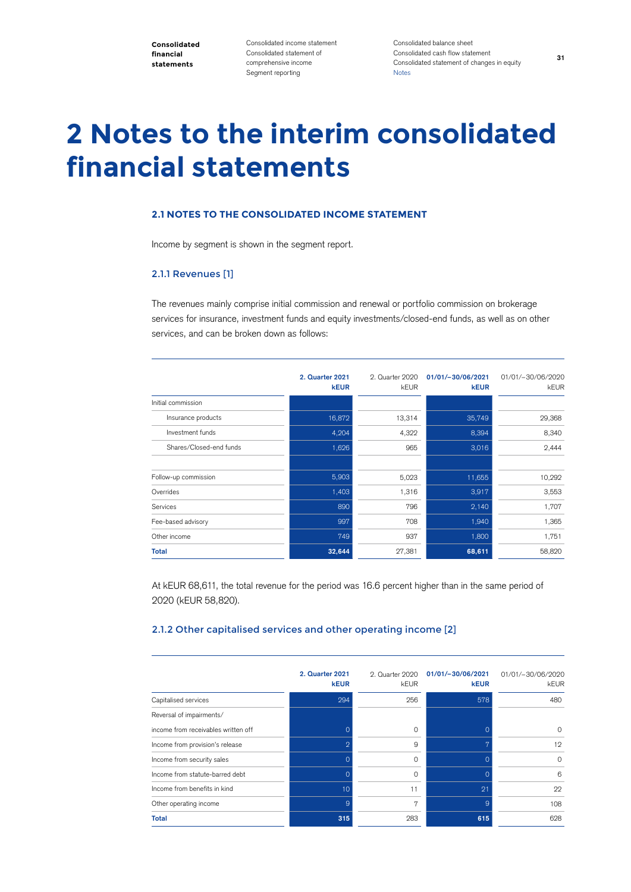# 2 Notes to the interim consolidated financial statements

## 2.1 NOTES TO THE CONSOLIDATED INCOME STATEMENT

Income by segment is shown in the segment report.

### 2.1.1 Revenues [1]

The revenues mainly comprise initial commission and renewal or portfolio commission on brokerage services for insurance, investment funds and equity investments/closed-end funds, as well as on other services, and can be broken down as follows:

| | 2. Quarter 2021 kEUR | 2. Quarter 2020 kEUR | 01/01/–30/06/2021 kEUR | 01/01/–30/06/2020 kEUR |
|---|---|---|---|---|
| Initial commission | | | | |
| Insurance products | 16,872 | 13,314 | 35,749 | 29,368 |
| Investment funds | 4,204 | 4,322 | 8,394 | 8,340 |
| Shares/Closed-end funds | 1,626 | 965 | 3,016 | 2,444 |
| | | | | |
| Follow-up commission | 5,903 | 5,023 | 11,655 | 10,292 |
| Overrides | 1,403 | 1,316 | 3,917 | 3,553 |
| Services | 890 | 796 | 2,140 | 1,707 |
| Fee-based advisory | 997 | 708 | 1,940 | 1,365 |
| Other income | 749 | 937 | 1,800 | 1,751 |
| **Total** | **32,644** | 27,381 | **68,611** | 58,820 |

At kEUR 68,611, the total revenue for the period was 16.6 percent higher than in the same period of 2020 (kEUR 58,820).

### 2.1.2 Other capitalised services and other operating income [2]

| | 2. Quarter 2021 kEUR | 2. Quarter 2020 kEUR | 01/01/–30/06/2021 kEUR | 01/01/–30/06/2020 kEUR |
|---|---|---|---|---|
| Capitalised services | 294 | 256 | 578 | 480 |
| Reversal of impairments/ income from receivables written off | 0 | 0 | 0 | 0 |
| Income from provision's release | 2 | 9 | 7 | 12 |
| Income from security sales | 0 | 0 | 0 | 0 |
| Income from statute-barred debt | 0 | 0 | 0 | 6 |
| Income from benefits in kind | 10 | 11 | 21 | 22 |
| Other operating income | 9 | 7 | 9 | 108 |
| **Total** | **315** | 283 | **615** | 628 |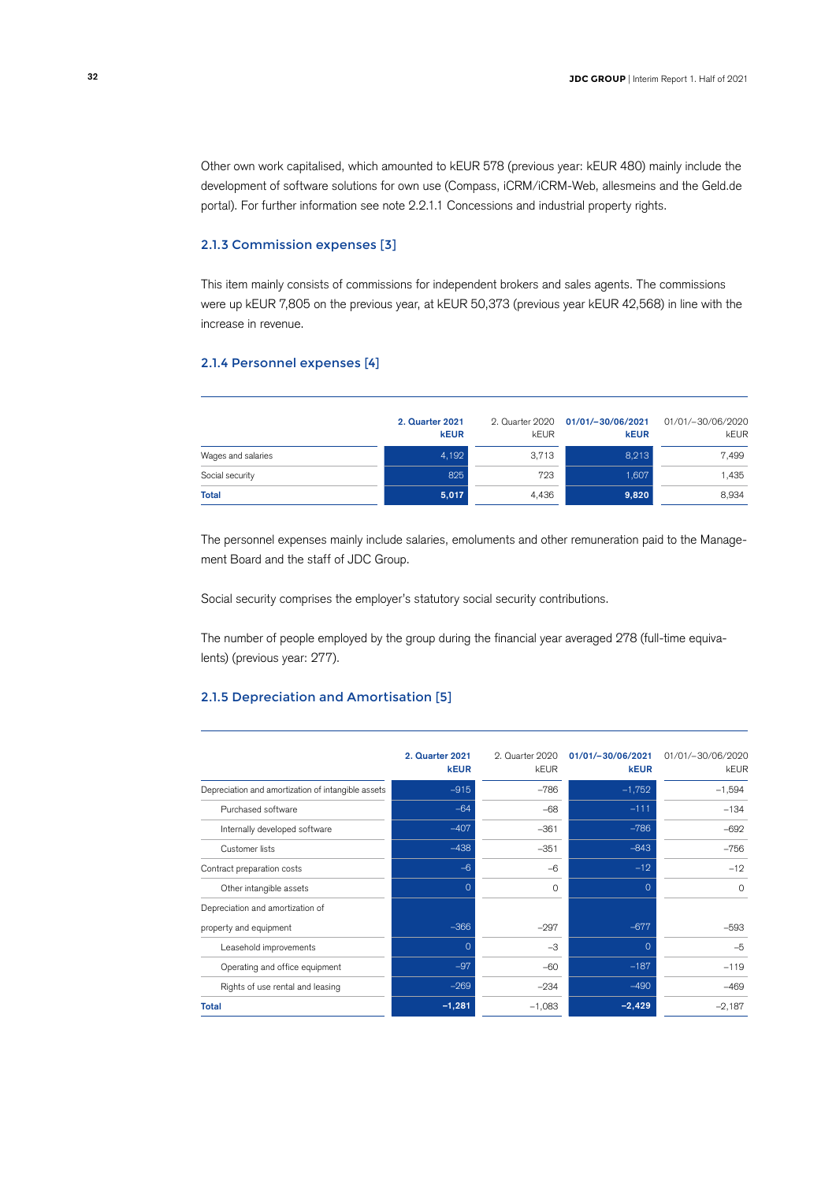Other own work capitalised, which amounted to kEUR 578 (previous year: kEUR 480) mainly include the development of software solutions for own use (Compass, iCRM/iCRM-Web, allesmeins and the Geld.de portal). For further information see note 2.2.1.1 Concessions and industrial property rights.

### 2.1.3 Commission expenses [3]

This item mainly consists of commissions for independent brokers and sales agents. The commissions were up kEUR 7,805 on the previous year, at kEUR 50,373 (previous year kEUR 42,568) in line with the increase in revenue.

### 2.1.4 Personnel expenses [4]

| | **2. Quarter 2021 kEUR** | 2. Quarter 2020 kEUR | **01/01/–30/06/2021 kEUR** | 01/01/–30/06/2020 kEUR |
|---|---|---|---|---|
| Wages and salaries | 4,192 | 3,713 | 8,213 | 7,499 |
| Social security | 825 | 723 | 1,607 | 1,435 |
| **Total** | **5,017** | 4,436 | **9,820** | 8,934 |

The personnel expenses mainly include salaries, emoluments and other remuneration paid to the Management Board and the staff of JDC Group.

Social security comprises the employer's statutory social security contributions.

The number of people employed by the group during the financial year averaged 278 (full-time equivalents) (previous year: 277).

### 2.1.5 Depreciation and Amortisation [5]

| | **2. Quarter 2021 kEUR** | 2. Quarter 2020 kEUR | **01/01/–30/06/2021 kEUR** | 01/01/–30/06/2020 kEUR |
|---|---|---|---|---|
| Depreciation and amortization of intangible assets | –915 | –786 | –1,752 | –1,594 |
| Purchased software | –64 | –68 | –111 | –134 |
| Internally developed software | –407 | –361 | –786 | –692 |
| Customer lists | –438 | –351 | –843 | –756 |
| Contract preparation costs | –6 | –6 | –12 | –12 |
| Other intangible assets | 0 | 0 | 0 | 0 |
| Depreciation and amortization of property and equipment | –366 | –297 | –677 | –593 |
| Leasehold improvements | 0 | –3 | 0 | –5 |
| Operating and office equipment | –97 | –60 | –187 | –119 |
| Rights of use rental and leasing | –269 | –234 | –490 | –469 |
| **Total** | **–1,281** | –1,083 | **–2,429** | –2,187 |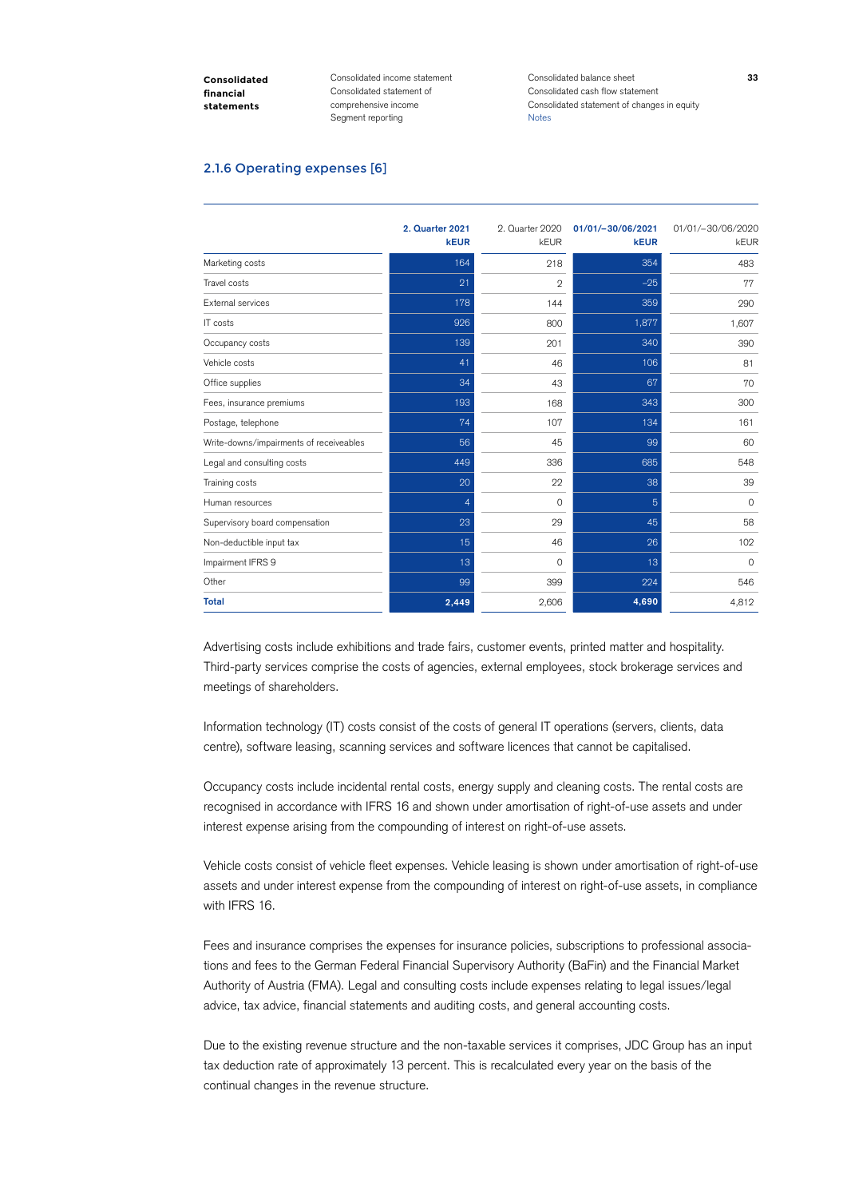## 2.1.6 Operating expenses [6]

| | 2. Quarter 2021 kEUR | 2. Quarter 2020 kEUR | 01/01/–30/06/2021 kEUR | 01/01/–30/06/2020 kEUR |
|---|---|---|---|---|
| Marketing costs | 164 | 218 | 354 | 483 |
| Travel costs | 21 | 2 | –25 | 77 |
| External services | 178 | 144 | 359 | 290 |
| IT costs | 926 | 800 | 1,877 | 1,607 |
| Occupancy costs | 139 | 201 | 340 | 390 |
| Vehicle costs | 41 | 46 | 106 | 81 |
| Office supplies | 34 | 43 | 67 | 70 |
| Fees, insurance premiums | 193 | 168 | 343 | 300 |
| Postage, telephone | 74 | 107 | 134 | 161 |
| Write-downs/impairments of receiveables | 56 | 45 | 99 | 60 |
| Legal and consulting costs | 449 | 336 | 685 | 548 |
| Training costs | 20 | 22 | 38 | 39 |
| Human resources | 4 | 0 | 5 | 0 |
| Supervisory board compensation | 23 | 29 | 45 | 58 |
| Non-deductible input tax | 15 | 46 | 26 | 102 |
| Impairment IFRS 9 | 13 | 0 | 13 | 0 |
| Other | 99 | 399 | 224 | 546 |
| **Total** | **2,449** | 2,606 | **4,690** | 4,812 |

Advertising costs include exhibitions and trade fairs, customer events, printed matter and hospitality. Third-party services comprise the costs of agencies, external employees, stock brokerage services and meetings of shareholders.

Information technology (IT) costs consist of the costs of general IT operations (servers, clients, data centre), software leasing, scanning services and software licences that cannot be capitalised.

Occupancy costs include incidental rental costs, energy supply and cleaning costs. The rental costs are recognised in accordance with IFRS 16 and shown under amortisation of right-of-use assets and under interest expense arising from the compounding of interest on right-of-use assets.

Vehicle costs consist of vehicle fleet expenses. Vehicle leasing is shown under amortisation of right-of-use assets and under interest expense from the compounding of interest on right-of-use assets, in compliance with IFRS 16.

Fees and insurance comprises the expenses for insurance policies, subscriptions to professional associations and fees to the German Federal Financial Supervisory Authority (BaFin) and the Financial Market Authority of Austria (FMA). Legal and consulting costs include expenses relating to legal issues/legal advice, tax advice, financial statements and auditing costs, and general accounting costs.

Due to the existing revenue structure and the non-taxable services it comprises, JDC Group has an input tax deduction rate of approximately 13 percent. This is recalculated every year on the basis of the continual changes in the revenue structure.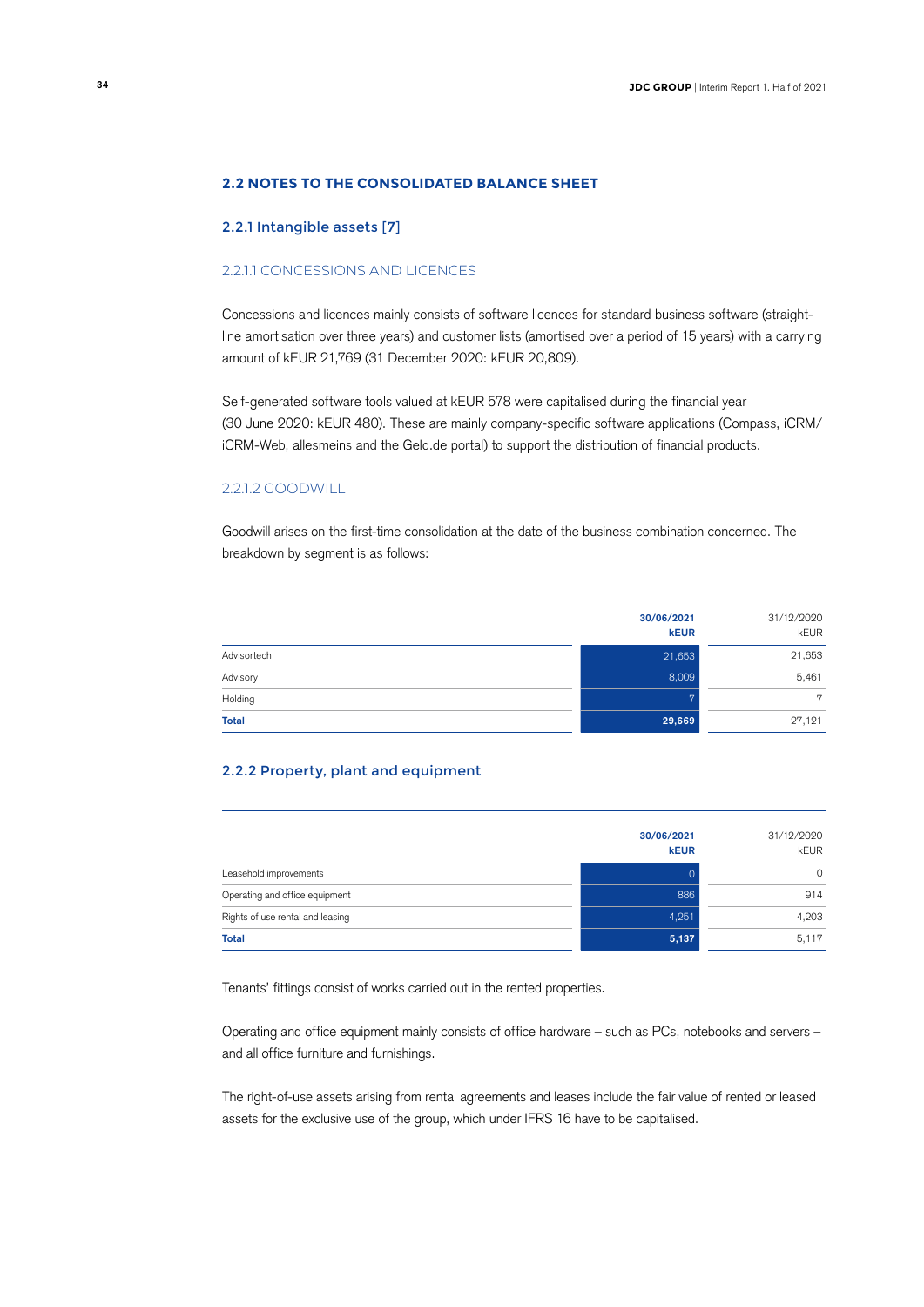## 2.2 NOTES TO THE CONSOLIDATED BALANCE SHEET

### 2.2.1 Intangible assets [7]

#### 2.2.1.1 CONCESSIONS AND LICENCES

Concessions and licences mainly consists of software licences for standard business software (straight-line amortisation over three years) and customer lists (amortised over a period of 15 years) with a carrying amount of kEUR 21,769 (31 December 2020: kEUR 20,809).

Self-generated software tools valued at kEUR 578 were capitalised during the financial year (30 June 2020: kEUR 480). These are mainly company-specific software applications (Compass, iCRM/iCRM-Web, allesmeins and the Geld.de portal) to support the distribution of financial products.

#### 2.2.1.2 GOODWILL

Goodwill arises on the first-time consolidation at the date of the business combination concerned. The breakdown by segment is as follows:

| | **30/06/2021 kEUR** | 31/12/2020 kEUR |
|---|---|---|
| Advisortech | 21,653 | 21,653 |
| Advisory | 8,009 | 5,461 |
| Holding | 7 | 7 |
| **Total** | **29,669** | 27,121 |

### 2.2.2 Property, plant and equipment

| | **30/06/2021 kEUR** | 31/12/2020 kEUR |
|---|---|---|
| Leasehold improvements | 0 | 0 |
| Operating and office equipment | 886 | 914 |
| Rights of use rental and leasing | 4,251 | 4,203 |
| **Total** | **5,137** | 5,117 |

Tenants' fittings consist of works carried out in the rented properties.

Operating and office equipment mainly consists of office hardware – such as PCs, notebooks and servers – and all office furniture and furnishings.

The right-of-use assets arising from rental agreements and leases include the fair value of rented or leased assets for the exclusive use of the group, which under IFRS 16 have to be capitalised.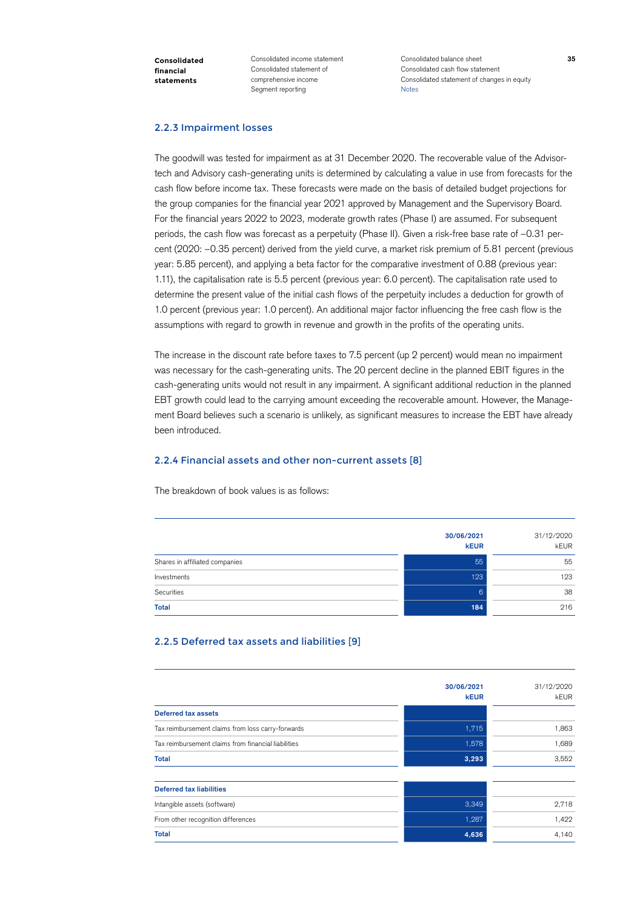### 2.2.3 Impairment losses

The goodwill was tested for impairment as at 31 December 2020. The recoverable value of the Advisortech and Advisory cash-generating units is determined by calculating a value in use from forecasts for the cash flow before income tax. These forecasts were made on the basis of detailed budget projections for the group companies for the financial year 2021 approved by Management and the Supervisory Board. For the financial years 2022 to 2023, moderate growth rates (Phase I) are assumed. For subsequent periods, the cash flow was forecast as a perpetuity (Phase II). Given a risk-free base rate of –0.31 percent (2020: –0.35 percent) derived from the yield curve, a market risk premium of 5.81 percent (previous year: 5.85 percent), and applying a beta factor for the comparative investment of 0.88 (previous year: 1.11), the capitalisation rate is 5.5 percent (previous year: 6.0 percent). The capitalisation rate used to determine the present value of the initial cash flows of the perpetuity includes a deduction for growth of 1.0 percent (previous year: 1.0 percent). An additional major factor influencing the free cash flow is the assumptions with regard to growth in revenue and growth in the profits of the operating units.

The increase in the discount rate before taxes to 7.5 percent (up 2 percent) would mean no impairment was necessary for the cash-generating units. The 20 percent decline in the planned EBIT figures in the cash-generating units would not result in any impairment. A significant additional reduction in the planned EBT growth could lead to the carrying amount exceeding the recoverable amount. However, the Management Board believes such a scenario is unlikely, as significant measures to increase the EBT have already been introduced.

### 2.2.4 Financial assets and other non-current assets [8]

The breakdown of book values is as follows:

| | 30/06/2021 kEUR | 31/12/2020 kEUR |
|---|---|---|
| Shares in affiliated companies | 55 | 55 |
| Investments | 123 | 123 |
| Securities | 6 | 38 |
| **Total** | **184** | 216 |

### 2.2.5 Deferred tax assets and liabilities [9]

| | 30/06/2021 kEUR | 31/12/2020 kEUR |
|---|---|---|
| **Deferred tax assets** | | |
| Tax reimbursement claims from loss carry-forwards | 1,715 | 1,863 |
| Tax reimbursement claims from financial liabilities | 1,578 | 1,689 |
| **Total** | **3,293** | 3,552 |
| | | |
| **Deferred tax liabilities** | | |
| Intangible assets (software) | 3,349 | 2,718 |
| From other recognition differences | 1,287 | 1,422 |
| **Total** | **4,636** | 4,140 |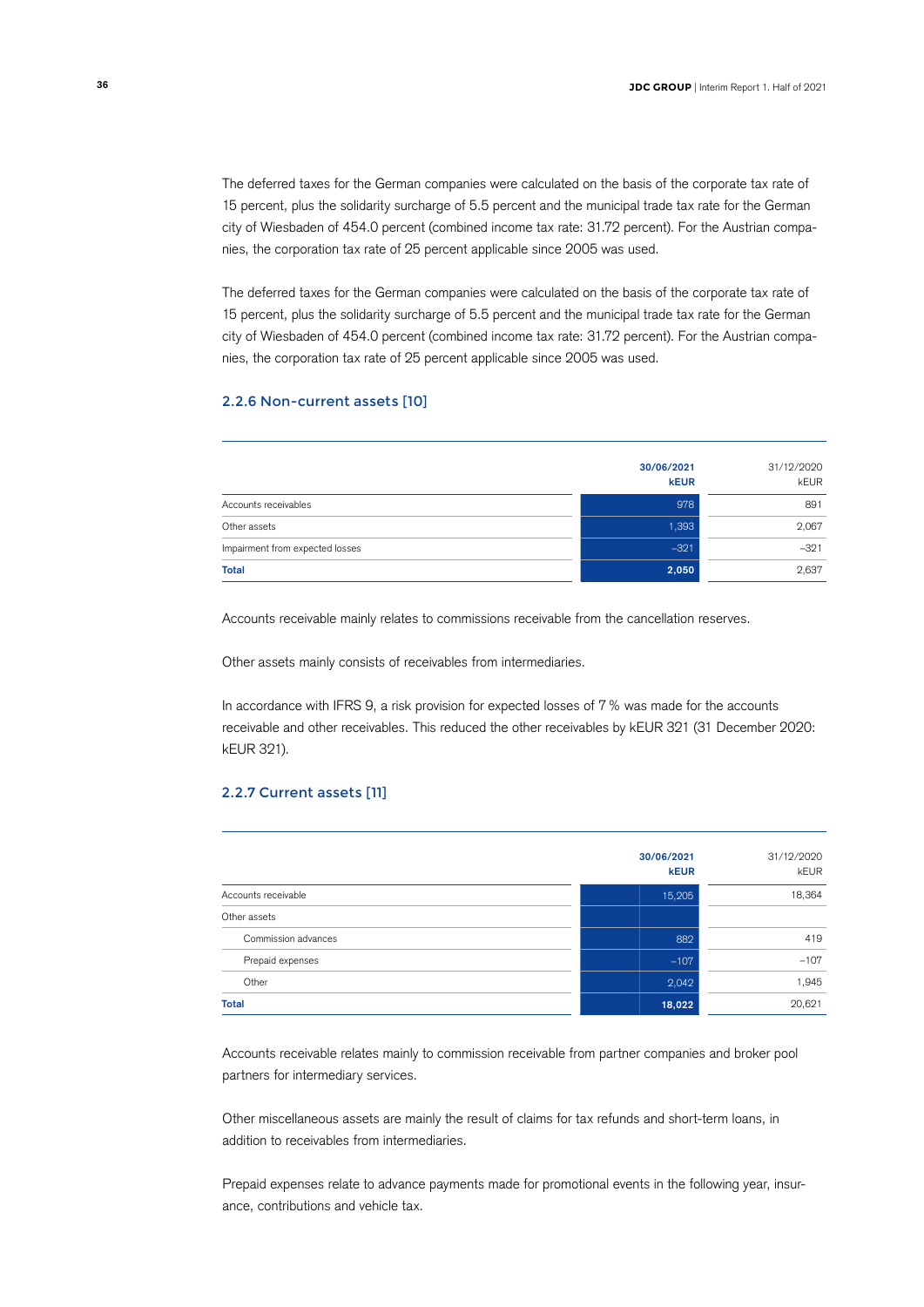The deferred taxes for the German companies were calculated on the basis of the corporate tax rate of 15 percent, plus the solidarity surcharge of 5.5 percent and the municipal trade tax rate for the German city of Wiesbaden of 454.0 percent (combined income tax rate: 31.72 percent). For the Austrian companies, the corporation tax rate of 25 percent applicable since 2005 was used.

The deferred taxes for the German companies were calculated on the basis of the corporate tax rate of 15 percent, plus the solidarity surcharge of 5.5 percent and the municipal trade tax rate for the German city of Wiesbaden of 454.0 percent (combined income tax rate: 31.72 percent). For the Austrian companies, the corporation tax rate of 25 percent applicable since 2005 was used.

### 2.2.6 Non-current assets [10]

| | **30/06/2021 kEUR** | 31/12/2020 kEUR |
|---|---|---|
| Accounts receivables | 978 | 891 |
| Other assets | 1,393 | 2,067 |
| Impairment from expected losses | –321 | –321 |
| **Total** | **2,050** | 2,637 |

Accounts receivable mainly relates to commissions receivable from the cancellation reserves.

Other assets mainly consists of receivables from intermediaries.

In accordance with IFRS 9, a risk provision for expected losses of 7 % was made for the accounts receivable and other receivables. This reduced the other receivables by kEUR 321 (31 December 2020: kEUR 321).

### 2.2.7 Current assets [11]

| | **30/06/2021 kEUR** | 31/12/2020 kEUR |
|---|---|---|
| Accounts receivable | 15,205 | 18,364 |
| Other assets | | |
| Commission advances | 882 | 419 |
| Prepaid expenses | –107 | –107 |
| Other | 2,042 | 1,945 |
| **Total** | **18,022** | 20,621 |

Accounts receivable relates mainly to commission receivable from partner companies and broker pool partners for intermediary services.

Other miscellaneous assets are mainly the result of claims for tax refunds and short-term loans, in addition to receivables from intermediaries.

Prepaid expenses relate to advance payments made for promotional events in the following year, insurance, contributions and vehicle tax.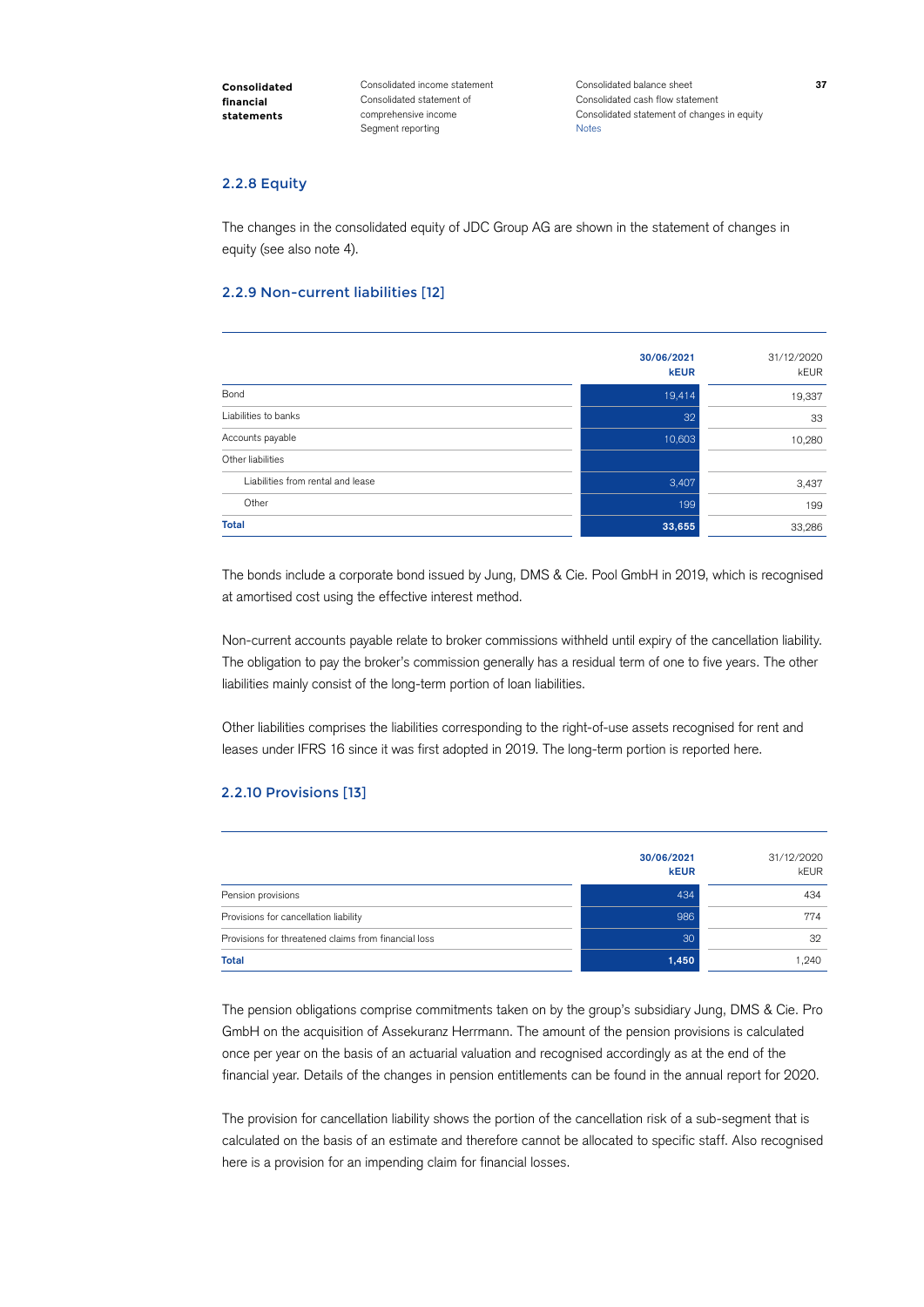### 2.2.8 Equity

The changes in the consolidated equity of JDC Group AG are shown in the statement of changes in equity (see also note 4).

### 2.2.9 Non-current liabilities [12]

| | 30/06/2021 kEUR | 31/12/2020 kEUR |
|---|---|---|
| Bond | 19,414 | 19,337 |
| Liabilities to banks | 32 | 33 |
| Accounts payable | 10,603 | 10,280 |
| Other liabilities | | |
| Liabilities from rental and lease | 3,407 | 3,437 |
| Other | 199 | 199 |
| **Total** | **33,655** | 33,286 |

The bonds include a corporate bond issued by Jung, DMS & Cie. Pool GmbH in 2019, which is recognised at amortised cost using the effective interest method.

Non-current accounts payable relate to broker commissions withheld until expiry of the cancellation liability. The obligation to pay the broker's commission generally has a residual term of one to five years. The other liabilities mainly consist of the long-term portion of loan liabilities.

Other liabilities comprises the liabilities corresponding to the right-of-use assets recognised for rent and leases under IFRS 16 since it was first adopted in 2019. The long-term portion is reported here.

### 2.2.10 Provisions [13]

| | 30/06/2021 kEUR | 31/12/2020 kEUR |
|---|---|---|
| Pension provisions | 434 | 434 |
| Provisions for cancellation liability | 986 | 774 |
| Provisions for threatened claims from financial loss | 30 | 32 |
| **Total** | **1,450** | 1,240 |

The pension obligations comprise commitments taken on by the group's subsidiary Jung, DMS & Cie. Pro GmbH on the acquisition of Assekuranz Herrmann. The amount of the pension provisions is calculated once per year on the basis of an actuarial valuation and recognised accordingly as at the end of the financial year. Details of the changes in pension entitlements can be found in the annual report for 2020.

The provision for cancellation liability shows the portion of the cancellation risk of a sub-segment that is calculated on the basis of an estimate and therefore cannot be allocated to specific staff. Also recognised here is a provision for an impending claim for financial losses.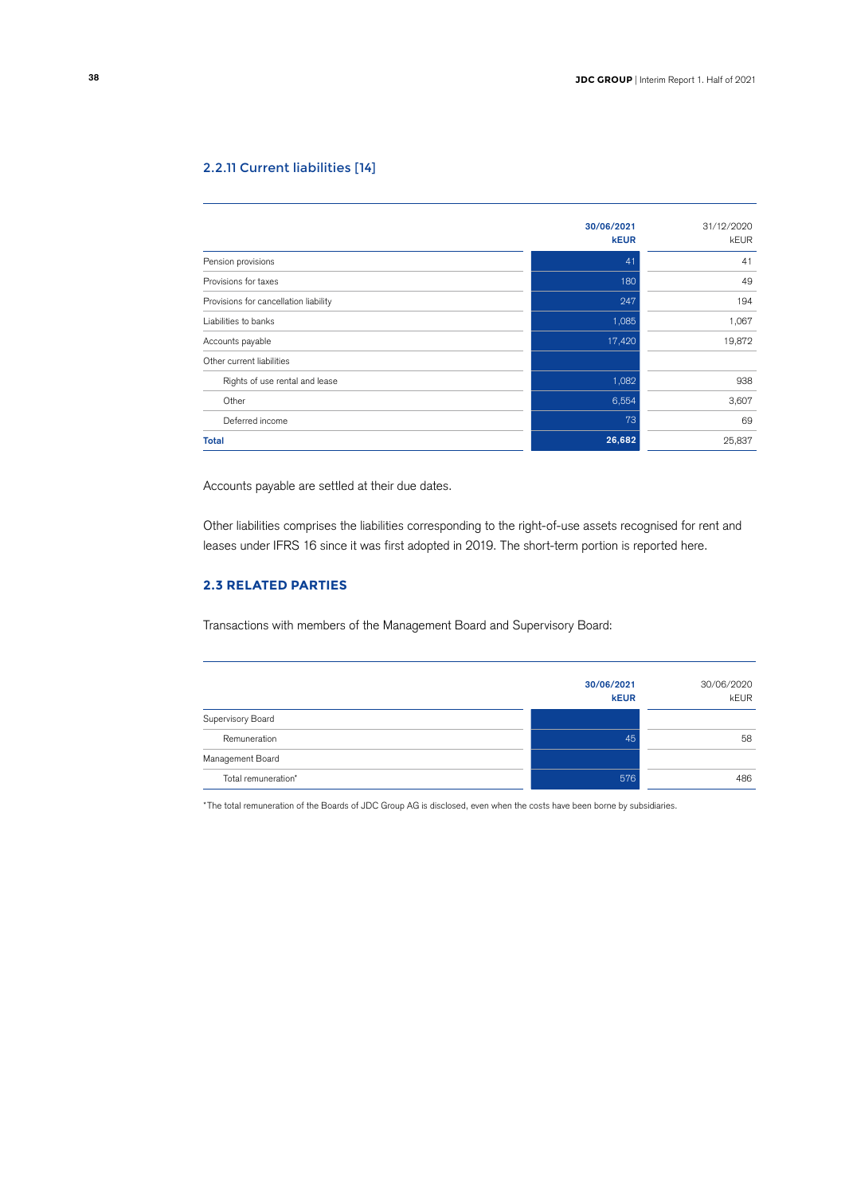### 2.2.11 Current liabilities [14]

| | 30/06/2021 kEUR | 31/12/2020 kEUR |
|---|---|---|
| Pension provisions | 41 | 41 |
| Provisions for taxes | 180 | 49 |
| Provisions for cancellation liability | 247 | 194 |
| Liabilities to banks | 1,085 | 1,067 |
| Accounts payable | 17,420 | 19,872 |
| Other current liabilities | | |
| Rights of use rental and lease | 1,082 | 938 |
| Other | 6,554 | 3,607 |
| Deferred income | 73 | 69 |
| **Total** | **26,682** | 25,837 |

Accounts payable are settled at their due dates.

Other liabilities comprises the liabilities corresponding to the right-of-use assets recognised for rent and leases under IFRS 16 since it was first adopted in 2019. The short-term portion is reported here.

## 2.3 RELATED PARTIES

Transactions with members of the Management Board and Supervisory Board:

| | 30/06/2021 kEUR | 30/06/2020 kEUR |
|---|---|---|
| Supervisory Board | | |
| Remuneration | 45 | 58 |
| Management Board | | |
| Total remuneration* | 576 | 486 |

*The total remuneration of the Boards of JDC Group AG is disclosed, even when the costs have been borne by subsidiaries.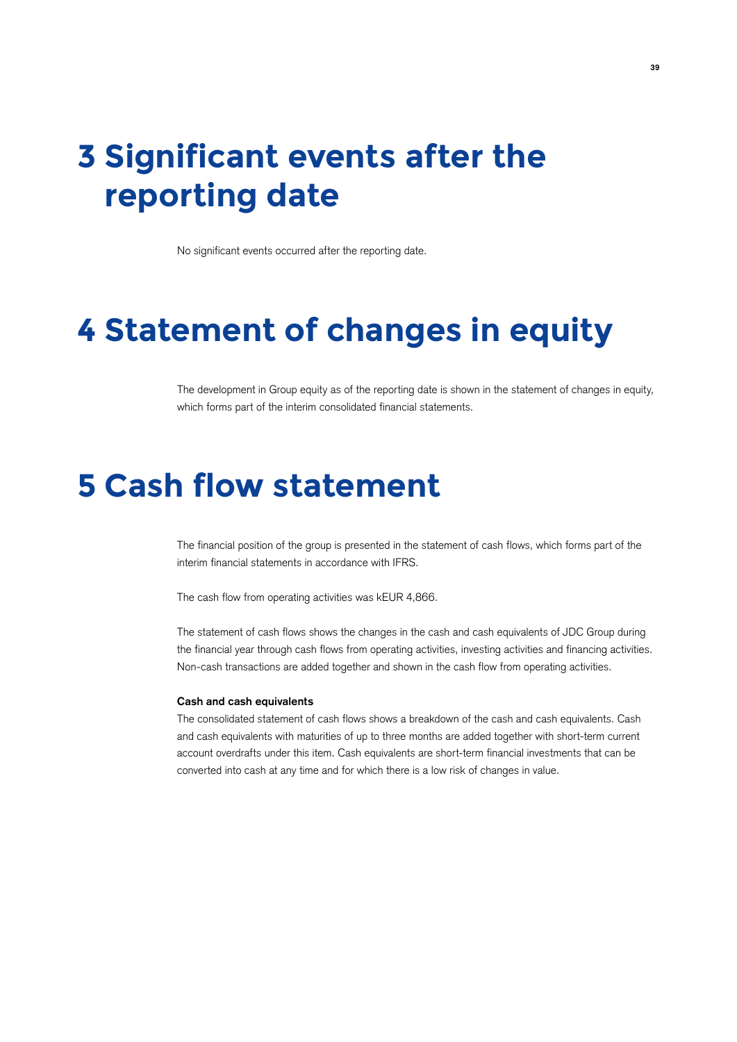# 3 Significant events after the reporting date

No significant events occurred after the reporting date.

# 4 Statement of changes in equity

The development in Group equity as of the reporting date is shown in the statement of changes in equity, which forms part of the interim consolidated financial statements.

# 5 Cash flow statement

The financial position of the group is presented in the statement of cash flows, which forms part of the interim financial statements in accordance with IFRS.

The cash flow from operating activities was kEUR 4,866.

The statement of cash flows shows the changes in the cash and cash equivalents of JDC Group during the financial year through cash flows from operating activities, investing activities and financing activities. Non-cash transactions are added together and shown in the cash flow from operating activities.

**Cash and cash equivalents**

The consolidated statement of cash flows shows a breakdown of the cash and cash equivalents. Cash and cash equivalents with maturities of up to three months are added together with short-term current account overdrafts under this item. Cash equivalents are short-term financial investments that can be converted into cash at any time and for which there is a low risk of changes in value.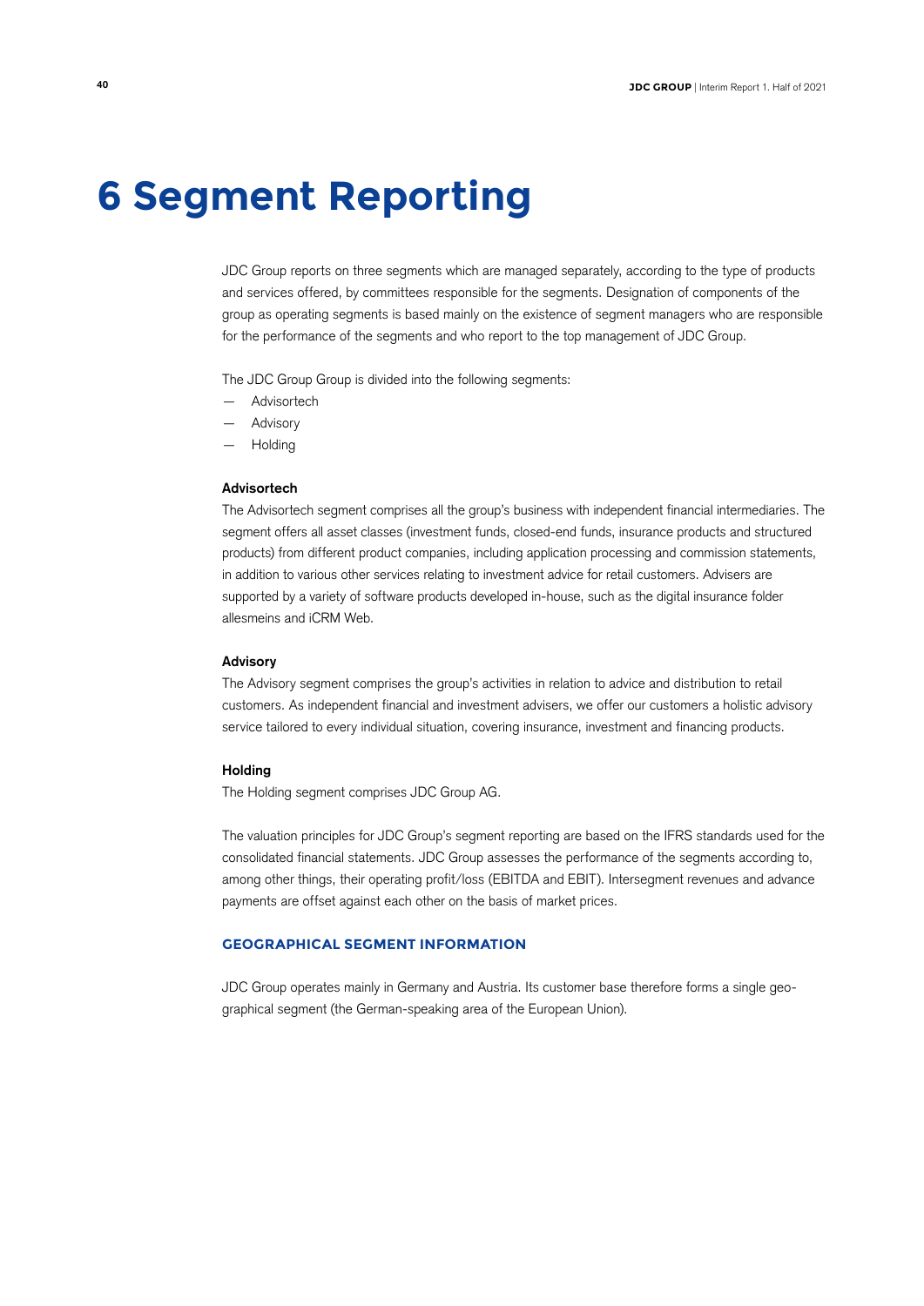# 6 Segment Reporting

JDC Group reports on three segments which are managed separately, according to the type of products and services offered, by committees responsible for the segments. Designation of components of the group as operating segments is based mainly on the existence of segment managers who are responsible for the performance of the segments and who report to the top management of JDC Group.

The JDC Group Group is divided into the following segments:

- Advisortech
- Advisory
- Holding

**Advisortech**

The Advisortech segment comprises all the group's business with independent financial intermediaries. The segment offers all asset classes (investment funds, closed-end funds, insurance products and structured products) from different product companies, including application processing and commission statements, in addition to various other services relating to investment advice for retail customers. Advisers are supported by a variety of software products developed in-house, such as the digital insurance folder allesmeins and iCRM Web.

**Advisory**

The Advisory segment comprises the group's activities in relation to advice and distribution to retail customers. As independent financial and investment advisers, we offer our customers a holistic advisory service tailored to every individual situation, covering insurance, investment and financing products.

**Holding**

The Holding segment comprises JDC Group AG.

The valuation principles for JDC Group's segment reporting are based on the IFRS standards used for the consolidated financial statements. JDC Group assesses the performance of the segments according to, among other things, their operating profit/loss (EBITDA and EBIT). Intersegment revenues and advance payments are offset against each other on the basis of market prices.

## GEOGRAPHICAL SEGMENT INFORMATION

JDC Group operates mainly in Germany and Austria. Its customer base therefore forms a single geographical segment (the German-speaking area of the European Union).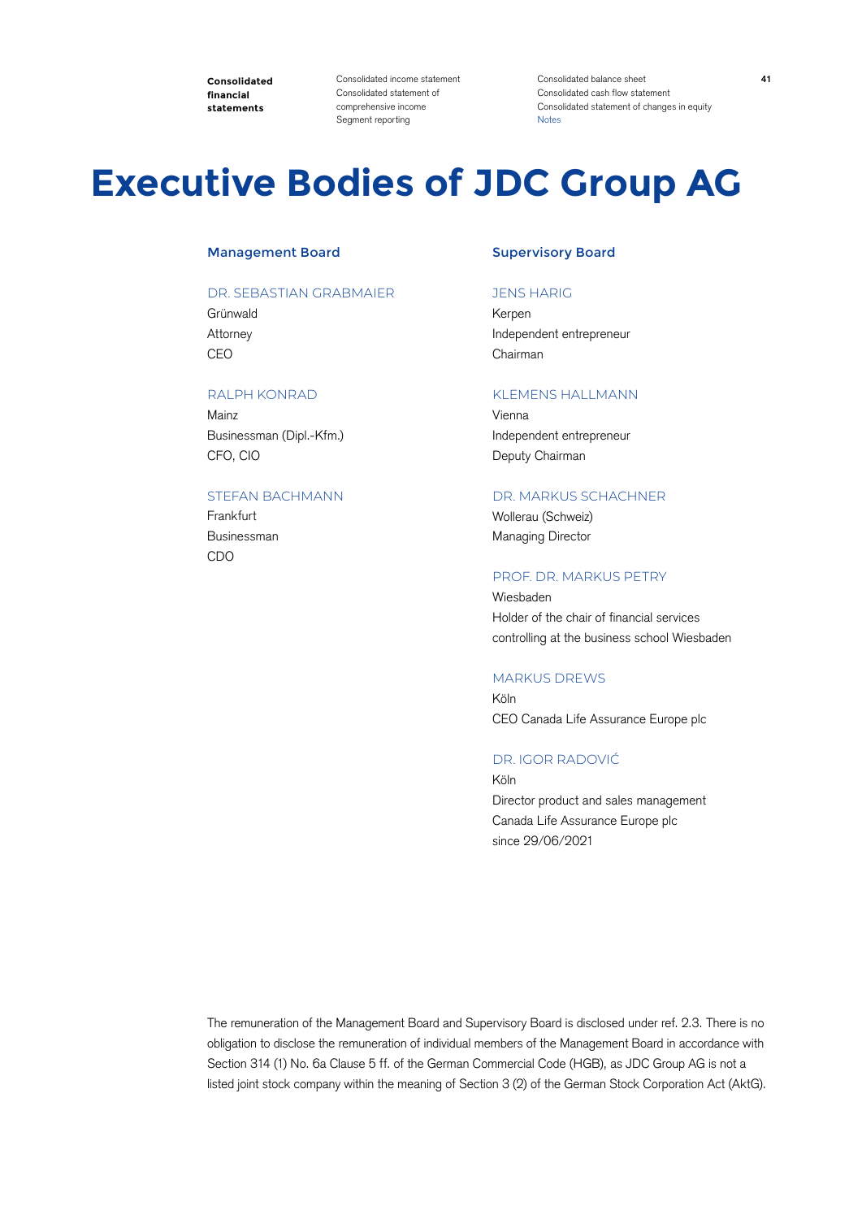# Executive Bodies of JDC Group AG

## Management Board

### DR. SEBASTIAN GRABMAIER

Grünwald
Attorney
CEO

### RALPH KONRAD

Mainz
Businessman (Dipl.-Kfm.)
CFO, CIO

### STEFAN BACHMANN

Frankfurt
Businessman
CDO

## Supervisory Board

### JENS HARIG

Kerpen
Independent entrepreneur
Chairman

### KLEMENS HALLMANN

Vienna
Independent entrepreneur
Deputy Chairman

### DR. MARKUS SCHACHNER

Wollerau (Schweiz)
Managing Director

### PROF. DR. MARKUS PETRY

Wiesbaden
Holder of the chair of financial services controlling at the business school Wiesbaden

### MARKUS DREWS

Köln
CEO Canada Life Assurance Europe plc

### DR. IGOR RADOVIĆ

Köln
Director product and sales management Canada Life Assurance Europe plc
since 29/06/2021

The remuneration of the Management Board and Supervisory Board is disclosed under ref. 2.3. There is no obligation to disclose the remuneration of individual members of the Management Board in accordance with Section 314 (1) No. 6a Clause 5 ff. of the German Commercial Code (HGB), as JDC Group AG is not a listed joint stock company within the meaning of Section 3 (2) of the German Stock Corporation Act (AktG).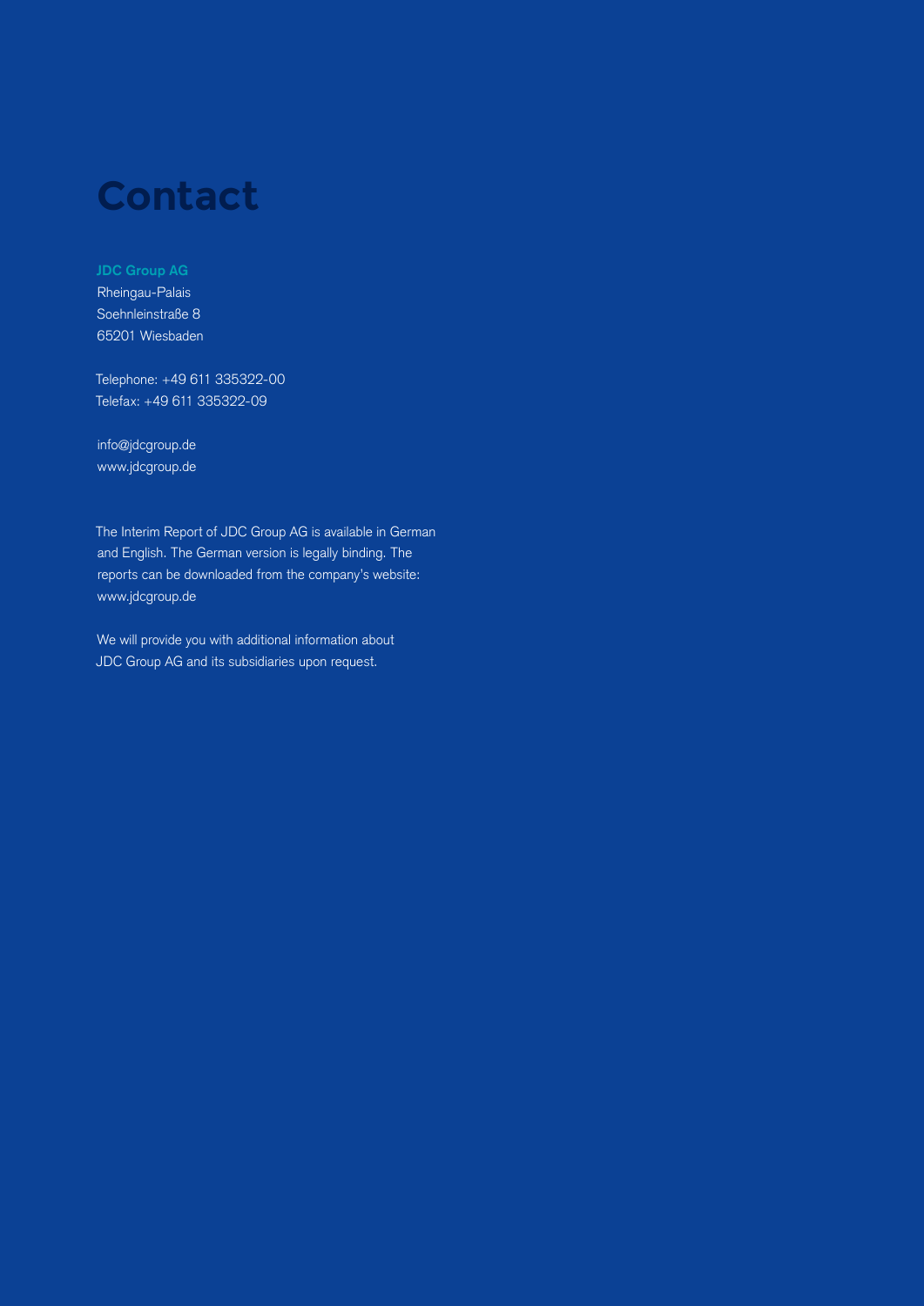# Contact

**JDC Group AG**
Rheingau-Palais
Soehnleinstraße 8
65201 Wiesbaden

Telephone: +49 611 335322-00
Telefax: +49 611 335322-09

info@jdcgroup.de
www.jdcgroup.de

The Interim Report of JDC Group AG is available in German and English. The German version is legally binding. The reports can be downloaded from the company's website: www.jdcgroup.de

We will provide you with additional information about JDC Group AG and its subsidiaries upon request.